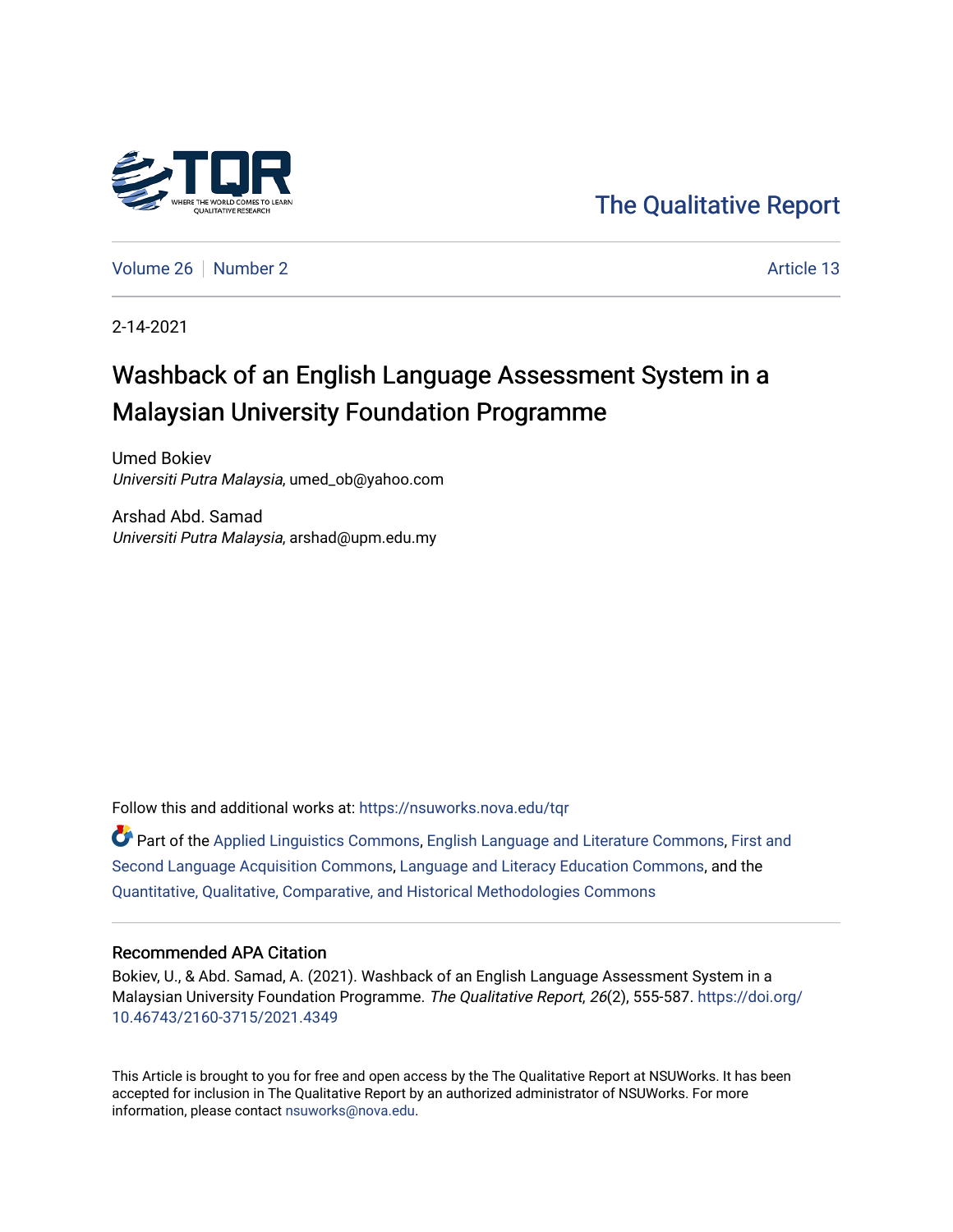The Qualitative Report

Volume 26 | Number 2 | Article 13

2-14-2021

# Washback of an English Language Assessment System in a Malaysian University Foundation Programme

Umed Bokiev
*Universiti Putra Malaysia*, umed_ob@yahoo.com

Arshad Abd. Samad
*Universiti Putra Malaysia*, arshad@upm.edu.my

Follow this and additional works at: https://nsuworks.nova.edu/tqr

Part of the Applied Linguistics Commons, English Language and Literature Commons, First and Second Language Acquisition Commons, Language and Literacy Education Commons, and the Quantitative, Qualitative, Comparative, and Historical Methodologies Commons

## Recommended APA Citation

Bokiev, U., & Abd. Samad, A. (2021). Washback of an English Language Assessment System in a Malaysian University Foundation Programme. *The Qualitative Report*, *26*(2), 555-587. https://doi.org/10.46743/2160-3715/2021.4349

This Article is brought to you for free and open access by the The Qualitative Report at NSUWorks. It has been accepted for inclusion in The Qualitative Report by an authorized administrator of NSUWorks. For more information, please contact nsuworks@nova.edu.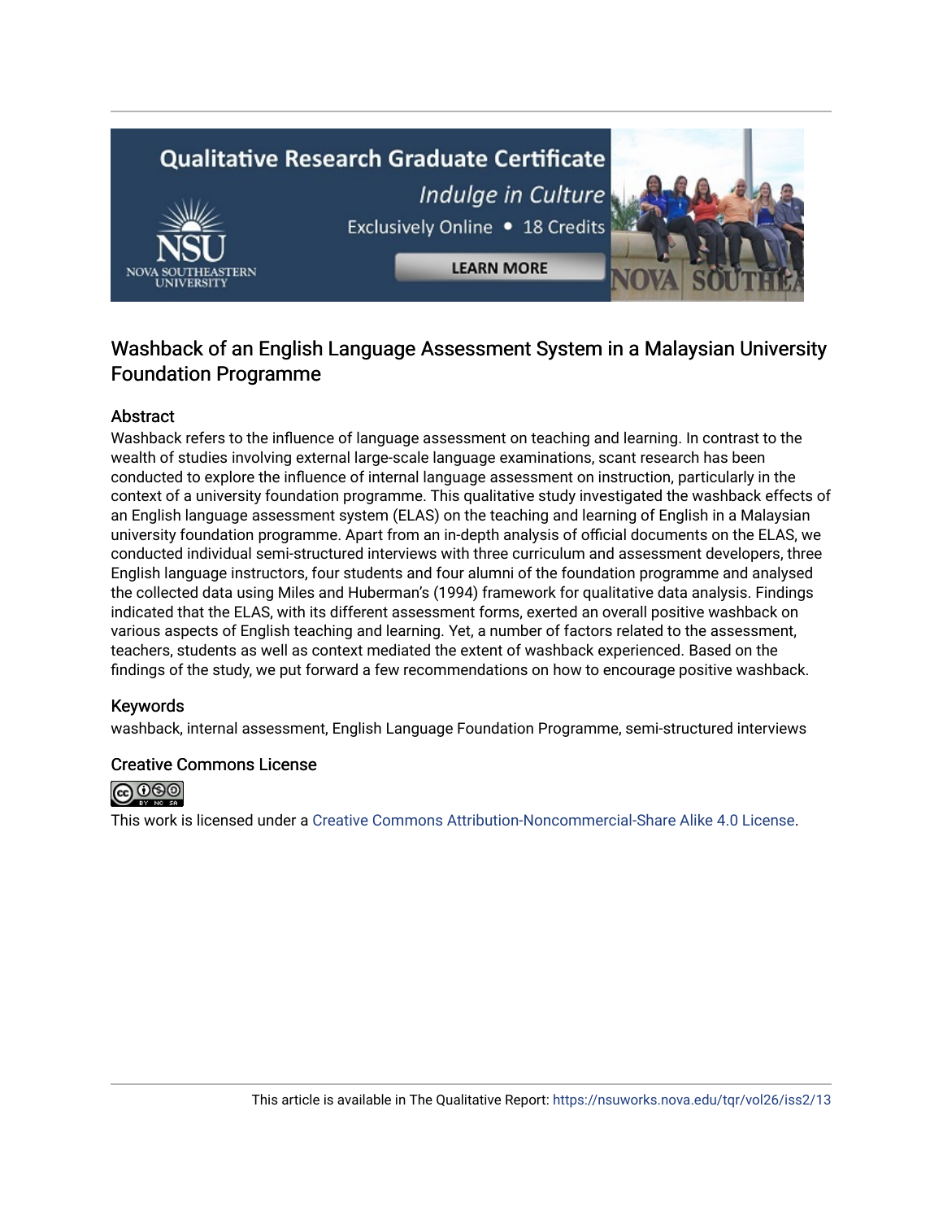# Washback of an English Language Assessment System in a Malaysian University Foundation Programme

## Abstract

Washback refers to the influence of language assessment on teaching and learning. In contrast to the wealth of studies involving external large-scale language examinations, scant research has been conducted to explore the influence of internal language assessment on instruction, particularly in the context of a university foundation programme. This qualitative study investigated the washback effects of an English language assessment system (ELAS) on the teaching and learning of English in a Malaysian university foundation programme. Apart from an in-depth analysis of official documents on the ELAS, we conducted individual semi-structured interviews with three curriculum and assessment developers, three English language instructors, four students and four alumni of the foundation programme and analysed the collected data using Miles and Huberman's (1994) framework for qualitative data analysis. Findings indicated that the ELAS, with its different assessment forms, exerted an overall positive washback on various aspects of English teaching and learning. Yet, a number of factors related to the assessment, teachers, students as well as context mediated the extent of washback experienced. Based on the findings of the study, we put forward a few recommendations on how to encourage positive washback.

## Keywords

washback, internal assessment, English Language Foundation Programme, semi-structured interviews

## Creative Commons License

This work is licensed under a Creative Commons Attribution-Noncommercial-Share Alike 4.0 License.

This article is available in The Qualitative Report: https://nsuworks.nova.edu/tqr/vol26/iss2/13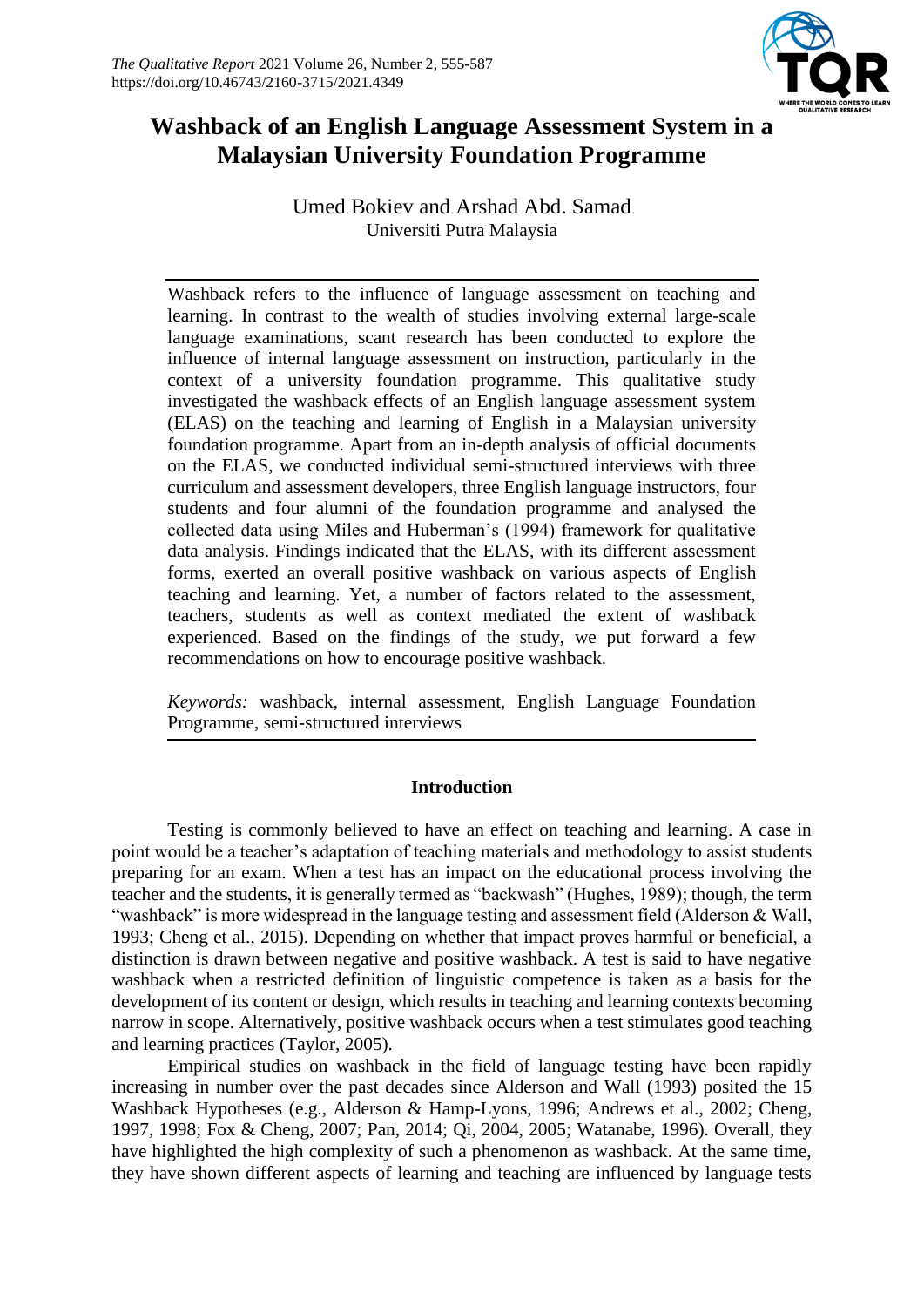# Washback of an English Language Assessment System in a Malaysian University Foundation Programme

Umed Bokiev and Arshad Abd. Samad
Universiti Putra Malaysia

Washback refers to the influence of language assessment on teaching and learning. In contrast to the wealth of studies involving external large-scale language examinations, scant research has been conducted to explore the influence of internal language assessment on instruction, particularly in the context of a university foundation programme. This qualitative study investigated the washback effects of an English language assessment system (ELAS) on the teaching and learning of English in a Malaysian university foundation programme. Apart from an in-depth analysis of official documents on the ELAS, we conducted individual semi-structured interviews with three curriculum and assessment developers, three English language instructors, four students and four alumni of the foundation programme and analysed the collected data using Miles and Huberman's (1994) framework for qualitative data analysis. Findings indicated that the ELAS, with its different assessment forms, exerted an overall positive washback on various aspects of English teaching and learning. Yet, a number of factors related to the assessment, teachers, students as well as context mediated the extent of washback experienced. Based on the findings of the study, we put forward a few recommendations on how to encourage positive washback.

*Keywords:* washback, internal assessment, English Language Foundation Programme, semi-structured interviews

## Introduction

Testing is commonly believed to have an effect on teaching and learning. A case in point would be a teacher's adaptation of teaching materials and methodology to assist students preparing for an exam. When a test has an impact on the educational process involving the teacher and the students, it is generally termed as "backwash" (Hughes, 1989); though, the term "washback" is more widespread in the language testing and assessment field (Alderson & Wall, 1993; Cheng et al., 2015). Depending on whether that impact proves harmful or beneficial, a distinction is drawn between negative and positive washback. A test is said to have negative washback when a restricted definition of linguistic competence is taken as a basis for the development of its content or design, which results in teaching and learning contexts becoming narrow in scope. Alternatively, positive washback occurs when a test stimulates good teaching and learning practices (Taylor, 2005).

Empirical studies on washback in the field of language testing have been rapidly increasing in number over the past decades since Alderson and Wall (1993) posited the 15 Washback Hypotheses (e.g., Alderson & Hamp-Lyons, 1996; Andrews et al., 2002; Cheng, 1997, 1998; Fox & Cheng, 2007; Pan, 2014; Qi, 2004, 2005; Watanabe, 1996). Overall, they have highlighted the high complexity of such a phenomenon as washback. At the same time, they have shown different aspects of learning and teaching are influenced by language tests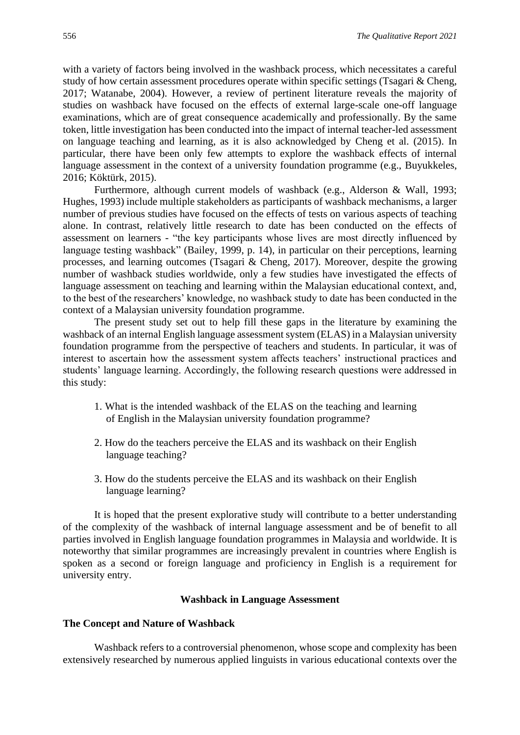with a variety of factors being involved in the washback process, which necessitates a careful study of how certain assessment procedures operate within specific settings (Tsagari & Cheng, 2017; Watanabe, 2004). However, a review of pertinent literature reveals the majority of studies on washback have focused on the effects of external large-scale one-off language examinations, which are of great consequence academically and professionally. By the same token, little investigation has been conducted into the impact of internal teacher-led assessment on language teaching and learning, as it is also acknowledged by Cheng et al. (2015). In particular, there have been only few attempts to explore the washback effects of internal language assessment in the context of a university foundation programme (e.g., Buyukkeles, 2016; Köktürk, 2015).

Furthermore, although current models of washback (e.g., Alderson & Wall, 1993; Hughes, 1993) include multiple stakeholders as participants of washback mechanisms, a larger number of previous studies have focused on the effects of tests on various aspects of teaching alone. In contrast, relatively little research to date has been conducted on the effects of assessment on learners - "the key participants whose lives are most directly influenced by language testing washback" (Bailey, 1999, p. 14), in particular on their perceptions, learning processes, and learning outcomes (Tsagari & Cheng, 2017). Moreover, despite the growing number of washback studies worldwide, only a few studies have investigated the effects of language assessment on teaching and learning within the Malaysian educational context, and, to the best of the researchers' knowledge, no washback study to date has been conducted in the context of a Malaysian university foundation programme.

The present study set out to help fill these gaps in the literature by examining the washback of an internal English language assessment system (ELAS) in a Malaysian university foundation programme from the perspective of teachers and students. In particular, it was of interest to ascertain how the assessment system affects teachers' instructional practices and students' language learning. Accordingly, the following research questions were addressed in this study:

1. What is the intended washback of the ELAS on the teaching and learning of English in the Malaysian university foundation programme?
2. How do the teachers perceive the ELAS and its washback on their English language teaching?
3. How do the students perceive the ELAS and its washback on their English language learning?

It is hoped that the present explorative study will contribute to a better understanding of the complexity of the washback of internal language assessment and be of benefit to all parties involved in English language foundation programmes in Malaysia and worldwide. It is noteworthy that similar programmes are increasingly prevalent in countries where English is spoken as a second or foreign language and proficiency in English is a requirement for university entry.

## Washback in Language Assessment

### The Concept and Nature of Washback

Washback refers to a controversial phenomenon, whose scope and complexity has been extensively researched by numerous applied linguists in various educational contexts over the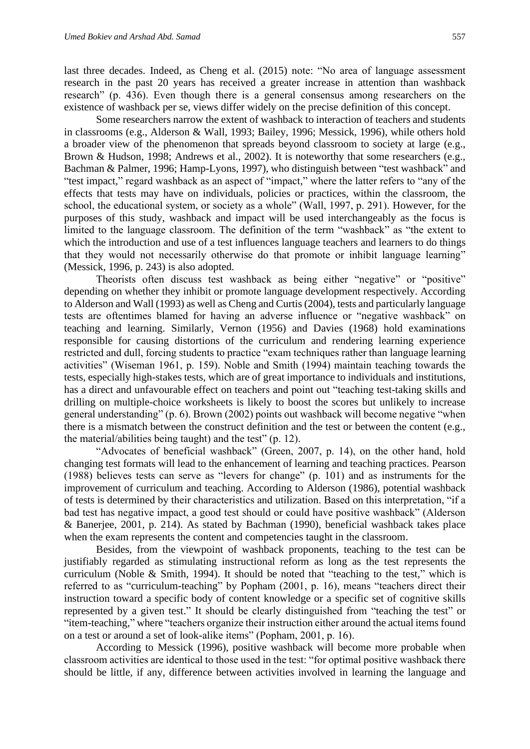last three decades. Indeed, as Cheng et al. (2015) note: "No area of language assessment research in the past 20 years has received a greater increase in attention than washback research" (p. 436). Even though there is a general consensus among researchers on the existence of washback per se, views differ widely on the precise definition of this concept.

Some researchers narrow the extent of washback to interaction of teachers and students in classrooms (e.g., Alderson & Wall, 1993; Bailey, 1996; Messick, 1996), while others hold a broader view of the phenomenon that spreads beyond classroom to society at large (e.g., Brown & Hudson, 1998; Andrews et al., 2002). It is noteworthy that some researchers (e.g., Bachman & Palmer, 1996; Hamp-Lyons, 1997), who distinguish between "test washback" and "test impact," regard washback as an aspect of "impact," where the latter refers to "any of the effects that tests may have on individuals, policies or practices, within the classroom, the school, the educational system, or society as a whole" (Wall, 1997, p. 291). However, for the purposes of this study, washback and impact will be used interchangeably as the focus is limited to the language classroom. The definition of the term "washback" as "the extent to which the introduction and use of a test influences language teachers and learners to do things that they would not necessarily otherwise do that promote or inhibit language learning" (Messick, 1996, p. 243) is also adopted.

Theorists often discuss test washback as being either "negative" or "positive" depending on whether they inhibit or promote language development respectively. According to Alderson and Wall (1993) as well as Cheng and Curtis (2004), tests and particularly language tests are oftentimes blamed for having an adverse influence or "negative washback" on teaching and learning. Similarly, Vernon (1956) and Davies (1968) hold examinations responsible for causing distortions of the curriculum and rendering learning experience restricted and dull, forcing students to practice "exam techniques rather than language learning activities" (Wiseman 1961, p. 159). Noble and Smith (1994) maintain teaching towards the tests, especially high-stakes tests, which are of great importance to individuals and institutions, has a direct and unfavourable effect on teachers and point out "teaching test-taking skills and drilling on multiple-choice worksheets is likely to boost the scores but unlikely to increase general understanding" (p. 6). Brown (2002) points out washback will become negative "when there is a mismatch between the construct definition and the test or between the content (e.g., the material/abilities being taught) and the test" (p. 12).

"Advocates of beneficial washback" (Green, 2007, p. 14), on the other hand, hold changing test formats will lead to the enhancement of learning and teaching practices. Pearson (1988) believes tests can serve as "levers for change" (p. 101) and as instruments for the improvement of curriculum and teaching. According to Alderson (1986), potential washback of tests is determined by their characteristics and utilization. Based on this interpretation, "if a bad test has negative impact, a good test should or could have positive washback" (Alderson & Banerjee, 2001, p. 214). As stated by Bachman (1990), beneficial washback takes place when the exam represents the content and competencies taught in the classroom.

Besides, from the viewpoint of washback proponents, teaching to the test can be justifiably regarded as stimulating instructional reform as long as the test represents the curriculum (Noble & Smith, 1994). It should be noted that "teaching to the test," which is referred to as "curriculum-teaching" by Popham (2001, p. 16), means "teachers direct their instruction toward a specific body of content knowledge or a specific set of cognitive skills represented by a given test." It should be clearly distinguished from "teaching the test" or "item-teaching," where "teachers organize their instruction either around the actual items found on a test or around a set of look-alike items" (Popham, 2001, p. 16).

According to Messick (1996), positive washback will become more probable when classroom activities are identical to those used in the test: "for optimal positive washback there should be little, if any, difference between activities involved in learning the language and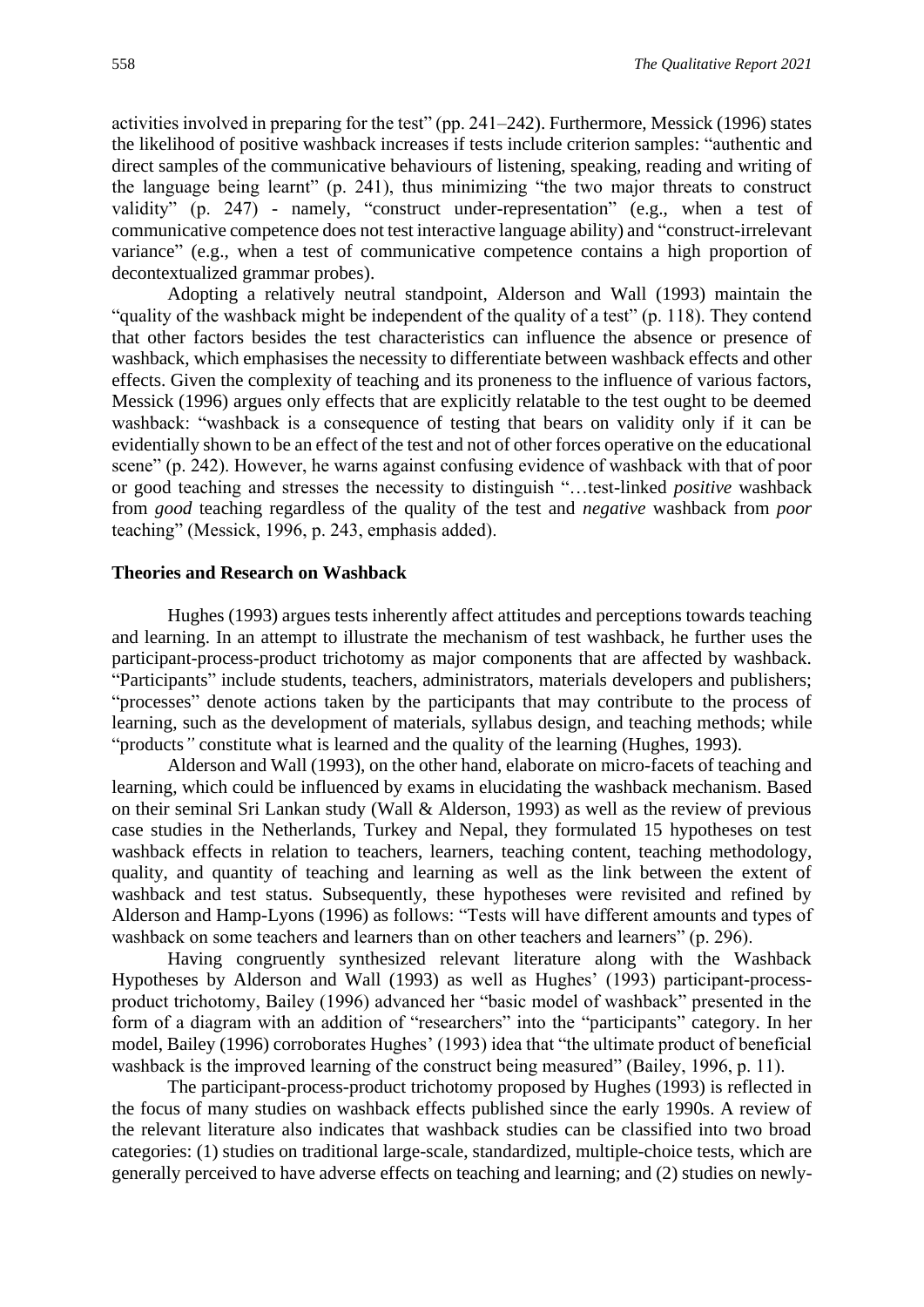activities involved in preparing for the test" (pp. 241–242). Furthermore, Messick (1996) states the likelihood of positive washback increases if tests include criterion samples: "authentic and direct samples of the communicative behaviours of listening, speaking, reading and writing of the language being learnt" (p. 241), thus minimizing "the two major threats to construct validity" (p. 247) - namely, "construct under-representation" (e.g., when a test of communicative competence does not test interactive language ability) and "construct-irrelevant variance" (e.g., when a test of communicative competence contains a high proportion of decontextualized grammar probes).

Adopting a relatively neutral standpoint, Alderson and Wall (1993) maintain the "quality of the washback might be independent of the quality of a test" (p. 118). They contend that other factors besides the test characteristics can influence the absence or presence of washback, which emphasises the necessity to differentiate between washback effects and other effects. Given the complexity of teaching and its proneness to the influence of various factors, Messick (1996) argues only effects that are explicitly relatable to the test ought to be deemed washback: "washback is a consequence of testing that bears on validity only if it can be evidentially shown to be an effect of the test and not of other forces operative on the educational scene" (p. 242). However, he warns against confusing evidence of washback with that of poor or good teaching and stresses the necessity to distinguish "…test-linked *positive* washback from *good* teaching regardless of the quality of the test and *negative* washback from *poor* teaching" (Messick, 1996, p. 243, emphasis added).

## Theories and Research on Washback

Hughes (1993) argues tests inherently affect attitudes and perceptions towards teaching and learning. In an attempt to illustrate the mechanism of test washback, he further uses the participant-process-product trichotomy as major components that are affected by washback. "Participants" include students, teachers, administrators, materials developers and publishers; "processes" denote actions taken by the participants that may contribute to the process of learning, such as the development of materials, syllabus design, and teaching methods; while "products*"* constitute what is learned and the quality of the learning (Hughes, 1993).

Alderson and Wall (1993), on the other hand, elaborate on micro-facets of teaching and learning, which could be influenced by exams in elucidating the washback mechanism. Based on their seminal Sri Lankan study (Wall & Alderson, 1993) as well as the review of previous case studies in the Netherlands, Turkey and Nepal, they formulated 15 hypotheses on test washback effects in relation to teachers, learners, teaching content, teaching methodology, quality, and quantity of teaching and learning as well as the link between the extent of washback and test status. Subsequently, these hypotheses were revisited and refined by Alderson and Hamp-Lyons (1996) as follows: "Tests will have different amounts and types of washback on some teachers and learners than on other teachers and learners" (p. 296).

Having congruently synthesized relevant literature along with the Washback Hypotheses by Alderson and Wall (1993) as well as Hughes' (1993) participant-process-product trichotomy, Bailey (1996) advanced her "basic model of washback" presented in the form of a diagram with an addition of "researchers" into the "participants" category. In her model, Bailey (1996) corroborates Hughes' (1993) idea that "the ultimate product of beneficial washback is the improved learning of the construct being measured" (Bailey, 1996, p. 11).

The participant-process-product trichotomy proposed by Hughes (1993) is reflected in the focus of many studies on washback effects published since the early 1990s. A review of the relevant literature also indicates that washback studies can be classified into two broad categories: (1) studies on traditional large-scale, standardized, multiple-choice tests, which are generally perceived to have adverse effects on teaching and learning; and (2) studies on newly-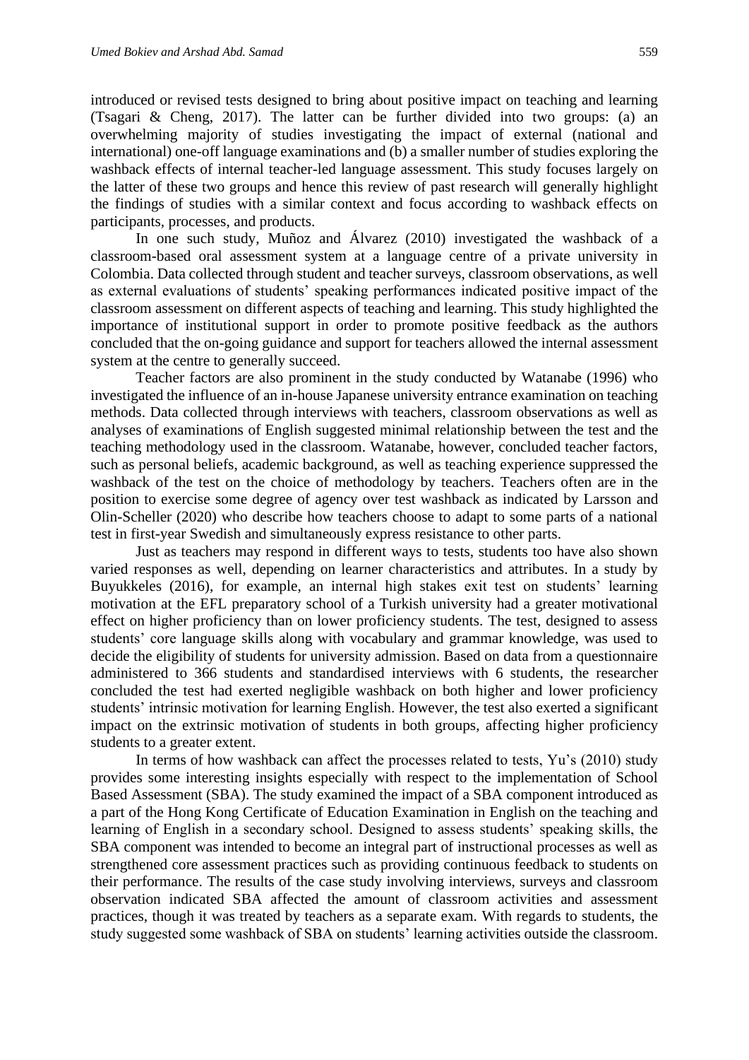introduced or revised tests designed to bring about positive impact on teaching and learning (Tsagari & Cheng, 2017). The latter can be further divided into two groups: (a) an overwhelming majority of studies investigating the impact of external (national and international) one-off language examinations and (b) a smaller number of studies exploring the washback effects of internal teacher-led language assessment. This study focuses largely on the latter of these two groups and hence this review of past research will generally highlight the findings of studies with a similar context and focus according to washback effects on participants, processes, and products.

In one such study, Muñoz and Álvarez (2010) investigated the washback of a classroom-based oral assessment system at a language centre of a private university in Colombia. Data collected through student and teacher surveys, classroom observations, as well as external evaluations of students' speaking performances indicated positive impact of the classroom assessment on different aspects of teaching and learning. This study highlighted the importance of institutional support in order to promote positive feedback as the authors concluded that the on-going guidance and support for teachers allowed the internal assessment system at the centre to generally succeed.

Teacher factors are also prominent in the study conducted by Watanabe (1996) who investigated the influence of an in-house Japanese university entrance examination on teaching methods. Data collected through interviews with teachers, classroom observations as well as analyses of examinations of English suggested minimal relationship between the test and the teaching methodology used in the classroom. Watanabe, however, concluded teacher factors, such as personal beliefs, academic background, as well as teaching experience suppressed the washback of the test on the choice of methodology by teachers. Teachers often are in the position to exercise some degree of agency over test washback as indicated by Larsson and Olin-Scheller (2020) who describe how teachers choose to adapt to some parts of a national test in first-year Swedish and simultaneously express resistance to other parts.

Just as teachers may respond in different ways to tests, students too have also shown varied responses as well, depending on learner characteristics and attributes. In a study by Buyukkeles (2016), for example, an internal high stakes exit test on students' learning motivation at the EFL preparatory school of a Turkish university had a greater motivational effect on higher proficiency than on lower proficiency students. The test, designed to assess students' core language skills along with vocabulary and grammar knowledge, was used to decide the eligibility of students for university admission. Based on data from a questionnaire administered to 366 students and standardised interviews with 6 students, the researcher concluded the test had exerted negligible washback on both higher and lower proficiency students' intrinsic motivation for learning English. However, the test also exerted a significant impact on the extrinsic motivation of students in both groups, affecting higher proficiency students to a greater extent.

In terms of how washback can affect the processes related to tests, Yu's (2010) study provides some interesting insights especially with respect to the implementation of School Based Assessment (SBA). The study examined the impact of a SBA component introduced as a part of the Hong Kong Certificate of Education Examination in English on the teaching and learning of English in a secondary school. Designed to assess students' speaking skills, the SBA component was intended to become an integral part of instructional processes as well as strengthened core assessment practices such as providing continuous feedback to students on their performance. The results of the case study involving interviews, surveys and classroom observation indicated SBA affected the amount of classroom activities and assessment practices, though it was treated by teachers as a separate exam. With regards to students, the study suggested some washback of SBA on students' learning activities outside the classroom.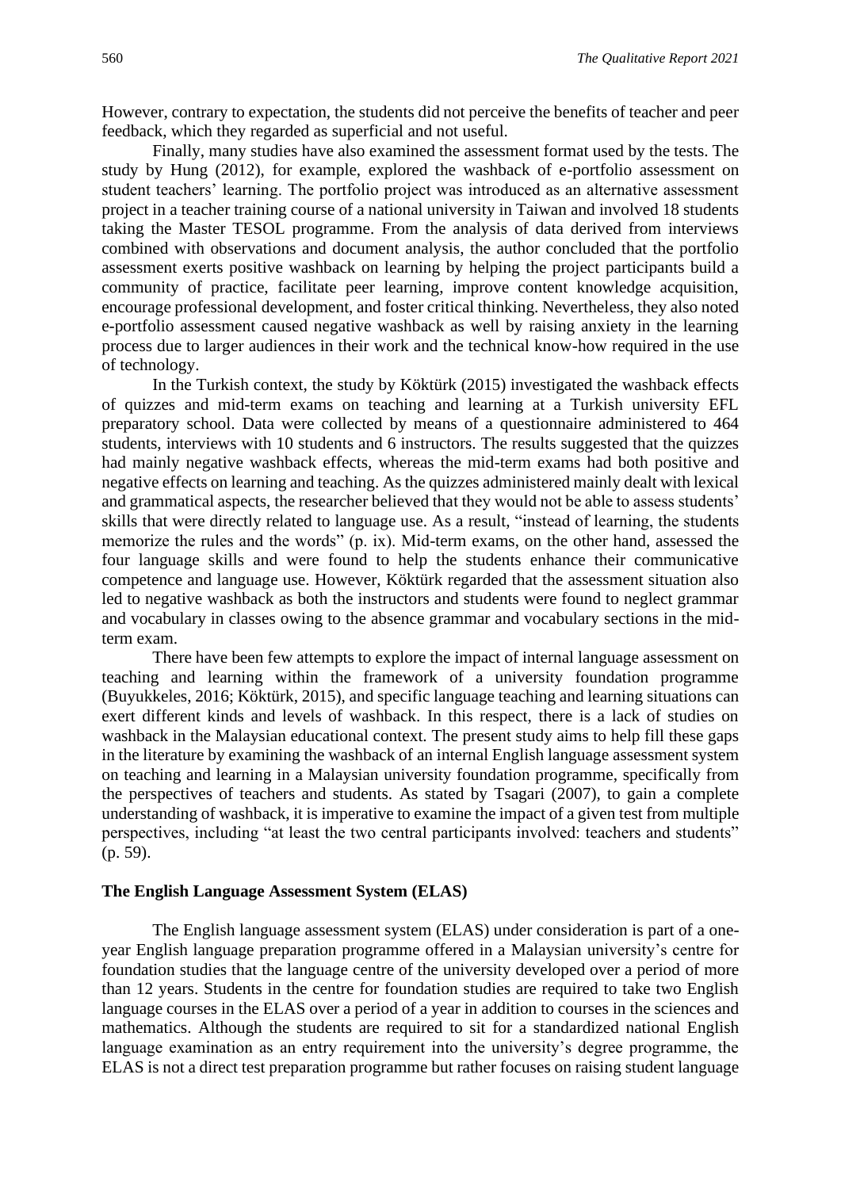However, contrary to expectation, the students did not perceive the benefits of teacher and peer feedback, which they regarded as superficial and not useful.

Finally, many studies have also examined the assessment format used by the tests. The study by Hung (2012), for example, explored the washback of e-portfolio assessment on student teachers' learning. The portfolio project was introduced as an alternative assessment project in a teacher training course of a national university in Taiwan and involved 18 students taking the Master TESOL programme. From the analysis of data derived from interviews combined with observations and document analysis, the author concluded that the portfolio assessment exerts positive washback on learning by helping the project participants build a community of practice, facilitate peer learning, improve content knowledge acquisition, encourage professional development, and foster critical thinking. Nevertheless, they also noted e-portfolio assessment caused negative washback as well by raising anxiety in the learning process due to larger audiences in their work and the technical know-how required in the use of technology.

In the Turkish context, the study by Köktürk (2015) investigated the washback effects of quizzes and mid-term exams on teaching and learning at a Turkish university EFL preparatory school. Data were collected by means of a questionnaire administered to 464 students, interviews with 10 students and 6 instructors. The results suggested that the quizzes had mainly negative washback effects, whereas the mid-term exams had both positive and negative effects on learning and teaching. As the quizzes administered mainly dealt with lexical and grammatical aspects, the researcher believed that they would not be able to assess students' skills that were directly related to language use. As a result, "instead of learning, the students memorize the rules and the words" (p. ix). Mid-term exams, on the other hand, assessed the four language skills and were found to help the students enhance their communicative competence and language use. However, Köktürk regarded that the assessment situation also led to negative washback as both the instructors and students were found to neglect grammar and vocabulary in classes owing to the absence grammar and vocabulary sections in the mid-term exam.

There have been few attempts to explore the impact of internal language assessment on teaching and learning within the framework of a university foundation programme (Buyukkeles, 2016; Köktürk, 2015), and specific language teaching and learning situations can exert different kinds and levels of washback. In this respect, there is a lack of studies on washback in the Malaysian educational context. The present study aims to help fill these gaps in the literature by examining the washback of an internal English language assessment system on teaching and learning in a Malaysian university foundation programme, specifically from the perspectives of teachers and students. As stated by Tsagari (2007), to gain a complete understanding of washback, it is imperative to examine the impact of a given test from multiple perspectives, including "at least the two central participants involved: teachers and students" (p. 59).

## The English Language Assessment System (ELAS)

The English language assessment system (ELAS) under consideration is part of a one-year English language preparation programme offered in a Malaysian university's centre for foundation studies that the language centre of the university developed over a period of more than 12 years. Students in the centre for foundation studies are required to take two English language courses in the ELAS over a period of a year in addition to courses in the sciences and mathematics. Although the students are required to sit for a standardized national English language examination as an entry requirement into the university's degree programme, the ELAS is not a direct test preparation programme but rather focuses on raising student language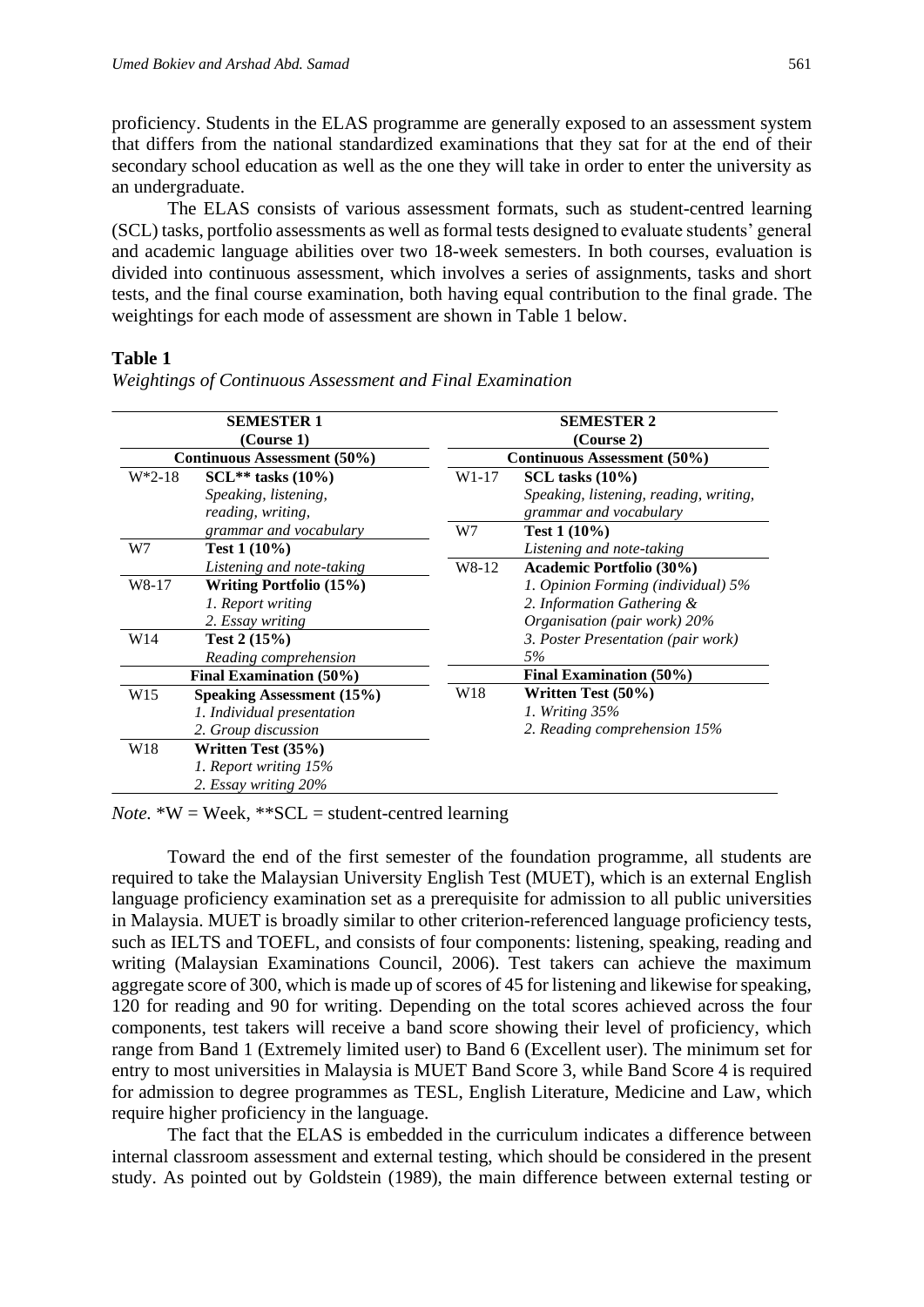proficiency. Students in the ELAS programme are generally exposed to an assessment system that differs from the national standardized examinations that they sat for at the end of their secondary school education as well as the one they will take in order to enter the university as an undergraduate.

The ELAS consists of various assessment formats, such as student-centred learning (SCL) tasks, portfolio assessments as well as formal tests designed to evaluate students' general and academic language abilities over two 18-week semesters. In both courses, evaluation is divided into continuous assessment, which involves a series of assignments, tasks and short tests, and the final course examination, both having equal contribution to the final grade. The weightings for each mode of assessment are shown in Table 1 below.

**Table 1**

*Weightings of Continuous Assessment and Final Examination*

| **SEMESTER 1 (Course 1)** | | **SEMESTER 2 (Course 2)** | |
|---|---|---|---|
| **Continuous Assessment (50%)** | | **Continuous Assessment (50%)** | |
| W*2-18 | **SCL** tasks (10%)**<br>*Speaking, listening, reading, writing, grammar and vocabulary* | W1-17 | **SCL tasks (10%)**<br>*Speaking, listening, reading, writing, grammar and vocabulary* |
| W7 | **Test 1 (10%)**<br>*Listening and note-taking* | W7 | **Test 1 (10%)**<br>*Listening and note-taking* |
| W8-17 | **Writing Portfolio (15%)**<br>*1. Report writing*<br>*2. Essay writing* | W8-12 | **Academic Portfolio (30%)**<br>*1. Opinion Forming (individual) 5%*<br>*2. Information Gathering & Organisation (pair work) 20%*<br>*3. Poster Presentation (pair work) 5%* |
| W14 | **Test 2 (15%)**<br>*Reading comprehension* | | |
| **Final Examination (50%)** | | **Final Examination (50%)** | |
| W15 | **Speaking Assessment (15%)**<br>*1. Individual presentation*<br>*2. Group discussion* | W18 | **Written Test (50%)**<br>*1. Writing 35%*<br>*2. Reading comprehension 15%* |
| W18 | **Written Test (35%)**<br>*1. Report writing 15%*<br>*2. Essay writing 20%* | | |

*Note.* *W = Week, **SCL = student-centred learning

Toward the end of the first semester of the foundation programme, all students are required to take the Malaysian University English Test (MUET), which is an external English language proficiency examination set as a prerequisite for admission to all public universities in Malaysia. MUET is broadly similar to other criterion-referenced language proficiency tests, such as IELTS and TOEFL, and consists of four components: listening, speaking, reading and writing (Malaysian Examinations Council, 2006). Test takers can achieve the maximum aggregate score of 300, which is made up of scores of 45 for listening and likewise for speaking, 120 for reading and 90 for writing. Depending on the total scores achieved across the four components, test takers will receive a band score showing their level of proficiency, which range from Band 1 (Extremely limited user) to Band 6 (Excellent user). The minimum set for entry to most universities in Malaysia is MUET Band Score 3, while Band Score 4 is required for admission to degree programmes as TESL, English Literature, Medicine and Law, which require higher proficiency in the language.

The fact that the ELAS is embedded in the curriculum indicates a difference between internal classroom assessment and external testing, which should be considered in the present study. As pointed out by Goldstein (1989), the main difference between external testing or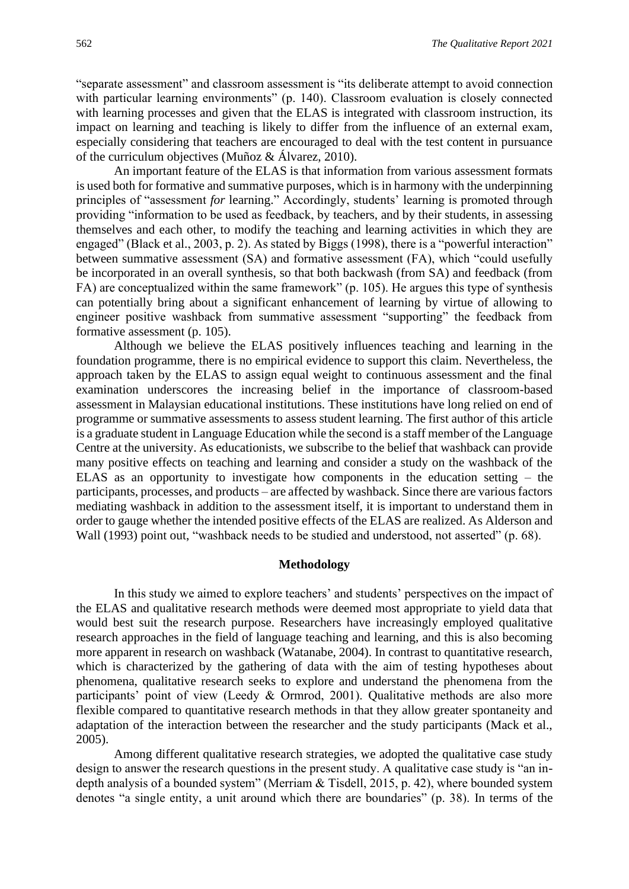"separate assessment" and classroom assessment is "its deliberate attempt to avoid connection with particular learning environments" (p. 140). Classroom evaluation is closely connected with learning processes and given that the ELAS is integrated with classroom instruction, its impact on learning and teaching is likely to differ from the influence of an external exam, especially considering that teachers are encouraged to deal with the test content in pursuance of the curriculum objectives (Muñoz & Álvarez, 2010).

An important feature of the ELAS is that information from various assessment formats is used both for formative and summative purposes, which is in harmony with the underpinning principles of "assessment *for* learning." Accordingly, students' learning is promoted through providing "information to be used as feedback, by teachers, and by their students, in assessing themselves and each other, to modify the teaching and learning activities in which they are engaged" (Black et al., 2003, p. 2). As stated by Biggs (1998), there is a "powerful interaction" between summative assessment (SA) and formative assessment (FA), which "could usefully be incorporated in an overall synthesis, so that both backwash (from SA) and feedback (from FA) are conceptualized within the same framework" (p. 105). He argues this type of synthesis can potentially bring about a significant enhancement of learning by virtue of allowing to engineer positive washback from summative assessment "supporting" the feedback from formative assessment (p. 105).

Although we believe the ELAS positively influences teaching and learning in the foundation programme, there is no empirical evidence to support this claim. Nevertheless, the approach taken by the ELAS to assign equal weight to continuous assessment and the final examination underscores the increasing belief in the importance of classroom-based assessment in Malaysian educational institutions. These institutions have long relied on end of programme or summative assessments to assess student learning. The first author of this article is a graduate student in Language Education while the second is a staff member of the Language Centre at the university. As educationists, we subscribe to the belief that washback can provide many positive effects on teaching and learning and consider a study on the washback of the ELAS as an opportunity to investigate how components in the education setting – the participants, processes, and products – are affected by washback. Since there are various factors mediating washback in addition to the assessment itself, it is important to understand them in order to gauge whether the intended positive effects of the ELAS are realized. As Alderson and Wall (1993) point out, "washback needs to be studied and understood, not asserted" (p. 68).

## Methodology

In this study we aimed to explore teachers' and students' perspectives on the impact of the ELAS and qualitative research methods were deemed most appropriate to yield data that would best suit the research purpose. Researchers have increasingly employed qualitative research approaches in the field of language teaching and learning, and this is also becoming more apparent in research on washback (Watanabe, 2004). In contrast to quantitative research, which is characterized by the gathering of data with the aim of testing hypotheses about phenomena, qualitative research seeks to explore and understand the phenomena from the participants' point of view (Leedy & Ormrod, 2001). Qualitative methods are also more flexible compared to quantitative research methods in that they allow greater spontaneity and adaptation of the interaction between the researcher and the study participants (Mack et al., 2005).

Among different qualitative research strategies, we adopted the qualitative case study design to answer the research questions in the present study. A qualitative case study is "an in-depth analysis of a bounded system" (Merriam & Tisdell, 2015, p. 42), where bounded system denotes "a single entity, a unit around which there are boundaries" (p. 38). In terms of the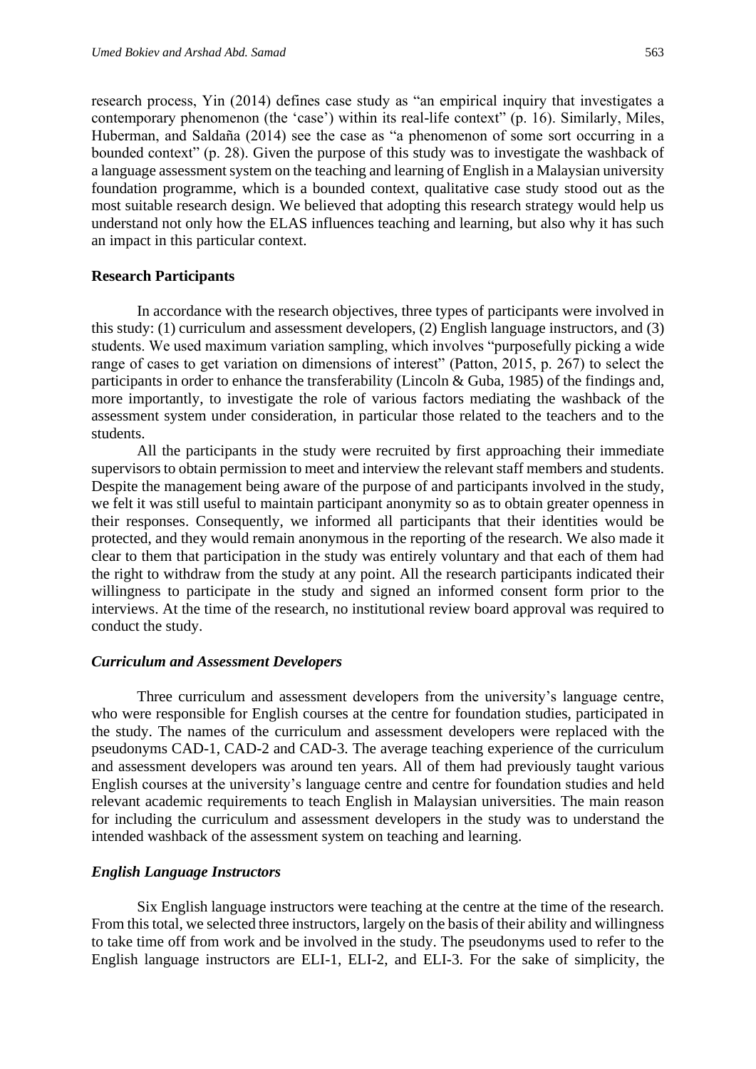research process, Yin (2014) defines case study as "an empirical inquiry that investigates a contemporary phenomenon (the 'case') within its real-life context" (p. 16). Similarly, Miles, Huberman, and Saldaña (2014) see the case as "a phenomenon of some sort occurring in a bounded context" (p. 28). Given the purpose of this study was to investigate the washback of a language assessment system on the teaching and learning of English in a Malaysian university foundation programme, which is a bounded context, qualitative case study stood out as the most suitable research design. We believed that adopting this research strategy would help us understand not only how the ELAS influences teaching and learning, but also why it has such an impact in this particular context.

## Research Participants

In accordance with the research objectives, three types of participants were involved in this study: (1) curriculum and assessment developers, (2) English language instructors, and (3) students. We used maximum variation sampling, which involves "purposefully picking a wide range of cases to get variation on dimensions of interest" (Patton, 2015, p. 267) to select the participants in order to enhance the transferability (Lincoln & Guba, 1985) of the findings and, more importantly, to investigate the role of various factors mediating the washback of the assessment system under consideration, in particular those related to the teachers and to the students.

All the participants in the study were recruited by first approaching their immediate supervisors to obtain permission to meet and interview the relevant staff members and students. Despite the management being aware of the purpose of and participants involved in the study, we felt it was still useful to maintain participant anonymity so as to obtain greater openness in their responses. Consequently, we informed all participants that their identities would be protected, and they would remain anonymous in the reporting of the research. We also made it clear to them that participation in the study was entirely voluntary and that each of them had the right to withdraw from the study at any point. All the research participants indicated their willingness to participate in the study and signed an informed consent form prior to the interviews. At the time of the research, no institutional review board approval was required to conduct the study.

### *Curriculum and Assessment Developers*

Three curriculum and assessment developers from the university's language centre, who were responsible for English courses at the centre for foundation studies, participated in the study. The names of the curriculum and assessment developers were replaced with the pseudonyms CAD-1, CAD-2 and CAD-3. The average teaching experience of the curriculum and assessment developers was around ten years. All of them had previously taught various English courses at the university's language centre and centre for foundation studies and held relevant academic requirements to teach English in Malaysian universities. The main reason for including the curriculum and assessment developers in the study was to understand the intended washback of the assessment system on teaching and learning.

### *English Language Instructors*

Six English language instructors were teaching at the centre at the time of the research. From this total, we selected three instructors, largely on the basis of their ability and willingness to take time off from work and be involved in the study. The pseudonyms used to refer to the English language instructors are ELI-1, ELI-2, and ELI-3. For the sake of simplicity, the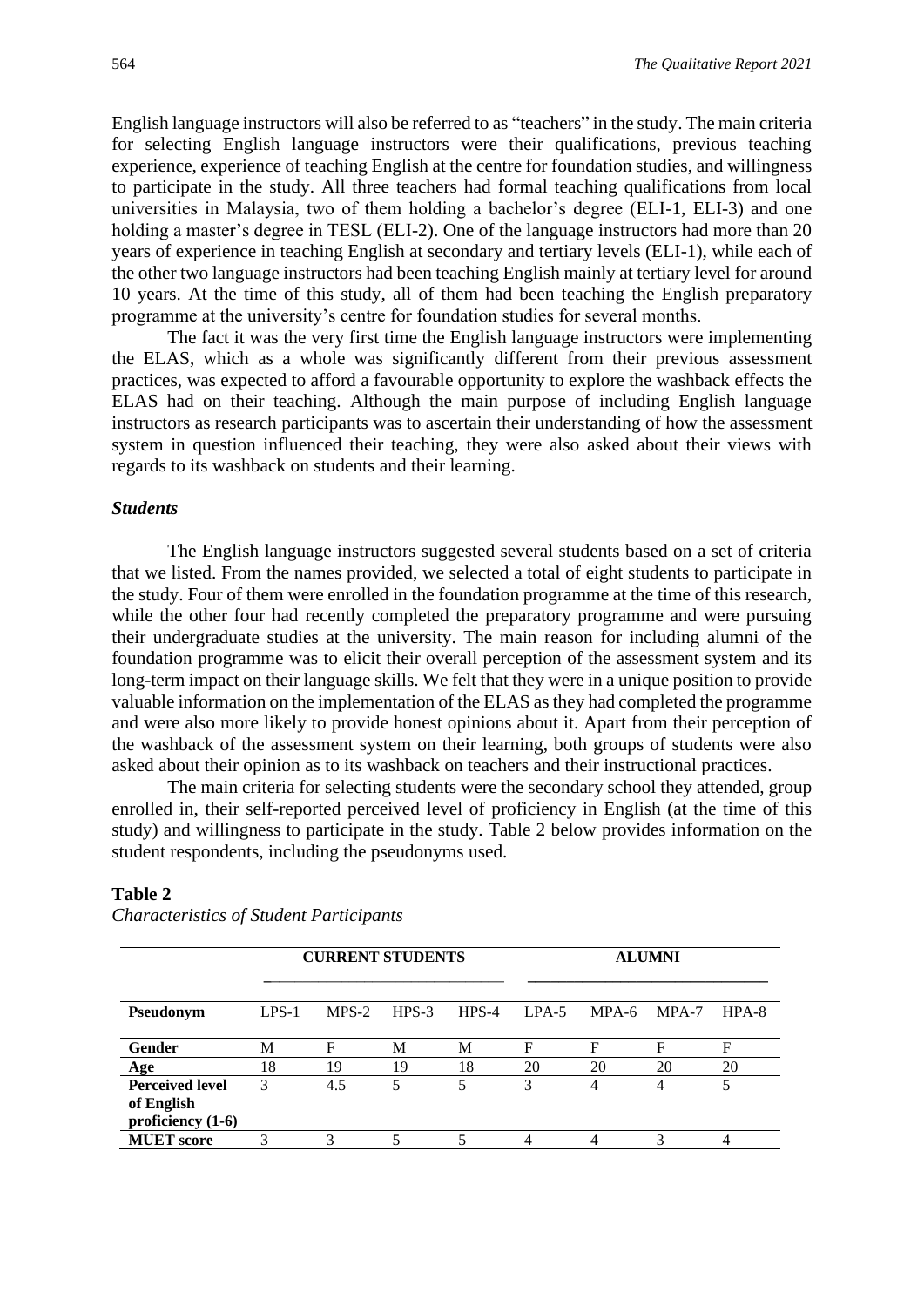English language instructors will also be referred to as "teachers" in the study. The main criteria for selecting English language instructors were their qualifications, previous teaching experience, experience of teaching English at the centre for foundation studies, and willingness to participate in the study. All three teachers had formal teaching qualifications from local universities in Malaysia, two of them holding a bachelor's degree (ELI-1, ELI-3) and one holding a master's degree in TESL (ELI-2). One of the language instructors had more than 20 years of experience in teaching English at secondary and tertiary levels (ELI-1), while each of the other two language instructors had been teaching English mainly at tertiary level for around 10 years. At the time of this study, all of them had been teaching the English preparatory programme at the university's centre for foundation studies for several months.

The fact it was the very first time the English language instructors were implementing the ELAS, which as a whole was significantly different from their previous assessment practices, was expected to afford a favourable opportunity to explore the washback effects the ELAS had on their teaching. Although the main purpose of including English language instructors as research participants was to ascertain their understanding of how the assessment system in question influenced their teaching, they were also asked about their views with regards to its washback on students and their learning.

### *Students*

The English language instructors suggested several students based on a set of criteria that we listed. From the names provided, we selected a total of eight students to participate in the study. Four of them were enrolled in the foundation programme at the time of this research, while the other four had recently completed the preparatory programme and were pursuing their undergraduate studies at the university. The main reason for including alumni of the foundation programme was to elicit their overall perception of the assessment system and its long-term impact on their language skills. We felt that they were in a unique position to provide valuable information on the implementation of the ELAS as they had completed the programme and were also more likely to provide honest opinions about it. Apart from their perception of the washback of the assessment system on their learning, both groups of students were also asked about their opinion as to its washback on teachers and their instructional practices.

The main criteria for selecting students were the secondary school they attended, group enrolled in, their self-reported perceived level of proficiency in English (at the time of this study) and willingness to participate in the study. Table 2 below provides information on the student respondents, including the pseudonyms used.

**Table 2**
*Characteristics of Student Participants*

| | **CURRENT STUDENTS** | | | | **ALUMNI** | | | |
|---|---|---|---|---|---|---|---|---|
| **Pseudonym** | LPS-1 | MPS-2 | HPS-3 | HPS-4 | LPA-5 | MPA-6 | MPA-7 | HPA-8 |
| **Gender** | M | F | M | M | F | F | F | F |
| **Age** | 18 | 19 | 19 | 18 | 20 | 20 | 20 | 20 |
| **Perceived level of English proficiency (1-6)** | 3 | 4.5 | 5 | 5 | 3 | 4 | 4 | 5 |
| **MUET score** | 3 | 3 | 5 | 5 | 4 | 4 | 3 | 4 |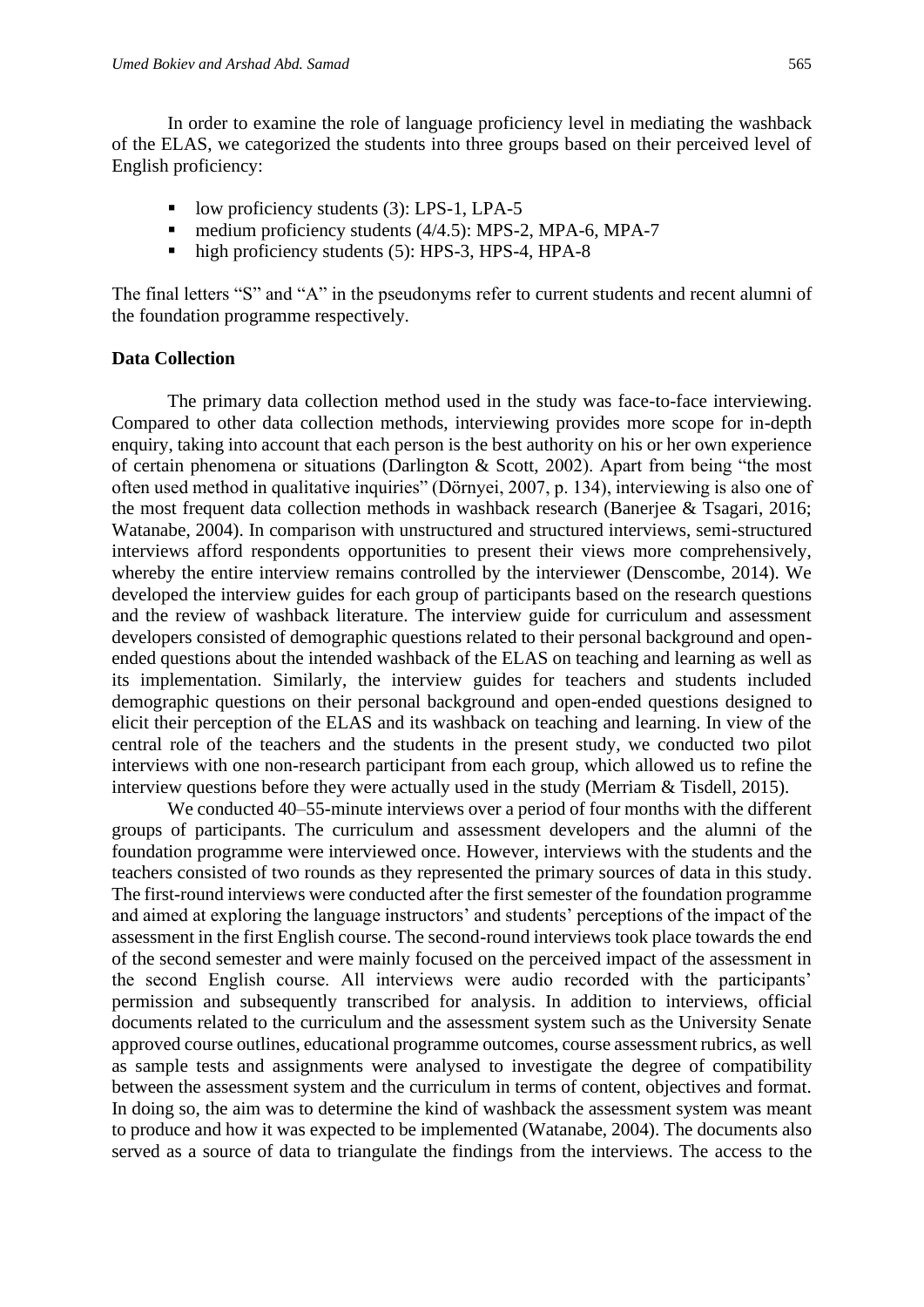In order to examine the role of language proficiency level in mediating the washback of the ELAS, we categorized the students into three groups based on their perceived level of English proficiency:

- low proficiency students (3): LPS-1, LPA-5
- medium proficiency students (4/4.5): MPS-2, MPA-6, MPA-7
- high proficiency students (5): HPS-3, HPS-4, HPA-8

The final letters "S" and "A" in the pseudonyms refer to current students and recent alumni of the foundation programme respectively.

**Data Collection**

The primary data collection method used in the study was face-to-face interviewing. Compared to other data collection methods, interviewing provides more scope for in-depth enquiry, taking into account that each person is the best authority on his or her own experience of certain phenomena or situations (Darlington & Scott, 2002). Apart from being "the most often used method in qualitative inquiries" (Dörnyei, 2007, p. 134), interviewing is also one of the most frequent data collection methods in washback research (Banerjee & Tsagari, 2016; Watanabe, 2004). In comparison with unstructured and structured interviews, semi-structured interviews afford respondents opportunities to present their views more comprehensively, whereby the entire interview remains controlled by the interviewer (Denscombe, 2014). We developed the interview guides for each group of participants based on the research questions and the review of washback literature. The interview guide for curriculum and assessment developers consisted of demographic questions related to their personal background and open-ended questions about the intended washback of the ELAS on teaching and learning as well as its implementation. Similarly, the interview guides for teachers and students included demographic questions on their personal background and open-ended questions designed to elicit their perception of the ELAS and its washback on teaching and learning. In view of the central role of the teachers and the students in the present study, we conducted two pilot interviews with one non-research participant from each group, which allowed us to refine the interview questions before they were actually used in the study (Merriam & Tisdell, 2015).

We conducted 40–55-minute interviews over a period of four months with the different groups of participants. The curriculum and assessment developers and the alumni of the foundation programme were interviewed once. However, interviews with the students and the teachers consisted of two rounds as they represented the primary sources of data in this study. The first-round interviews were conducted after the first semester of the foundation programme and aimed at exploring the language instructors' and students' perceptions of the impact of the assessment in the first English course. The second-round interviews took place towards the end of the second semester and were mainly focused on the perceived impact of the assessment in the second English course. All interviews were audio recorded with the participants' permission and subsequently transcribed for analysis. In addition to interviews, official documents related to the curriculum and the assessment system such as the University Senate approved course outlines, educational programme outcomes, course assessment rubrics, as well as sample tests and assignments were analysed to investigate the degree of compatibility between the assessment system and the curriculum in terms of content, objectives and format. In doing so, the aim was to determine the kind of washback the assessment system was meant to produce and how it was expected to be implemented (Watanabe, 2004). The documents also served as a source of data to triangulate the findings from the interviews. The access to the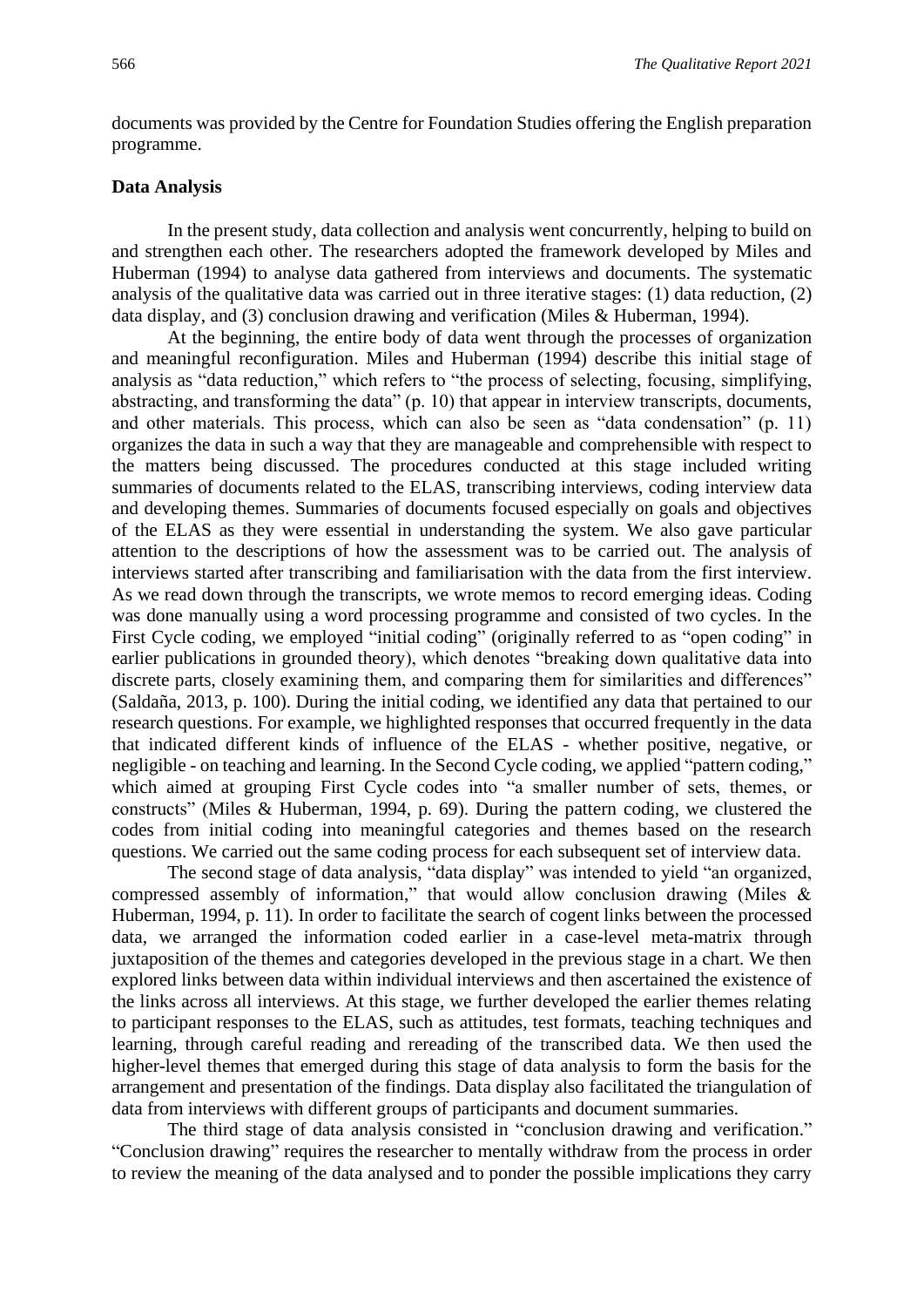documents was provided by the Centre for Foundation Studies offering the English preparation programme.

### Data Analysis

In the present study, data collection and analysis went concurrently, helping to build on and strengthen each other. The researchers adopted the framework developed by Miles and Huberman (1994) to analyse data gathered from interviews and documents. The systematic analysis of the qualitative data was carried out in three iterative stages: (1) data reduction, (2) data display, and (3) conclusion drawing and verification (Miles & Huberman, 1994).

At the beginning, the entire body of data went through the processes of organization and meaningful reconfiguration. Miles and Huberman (1994) describe this initial stage of analysis as "data reduction," which refers to "the process of selecting, focusing, simplifying, abstracting, and transforming the data" (p. 10) that appear in interview transcripts, documents, and other materials. This process, which can also be seen as "data condensation" (p. 11) organizes the data in such a way that they are manageable and comprehensible with respect to the matters being discussed. The procedures conducted at this stage included writing summaries of documents related to the ELAS, transcribing interviews, coding interview data and developing themes. Summaries of documents focused especially on goals and objectives of the ELAS as they were essential in understanding the system. We also gave particular attention to the descriptions of how the assessment was to be carried out. The analysis of interviews started after transcribing and familiarisation with the data from the first interview. As we read down through the transcripts, we wrote memos to record emerging ideas. Coding was done manually using a word processing programme and consisted of two cycles. In the First Cycle coding, we employed "initial coding" (originally referred to as "open coding" in earlier publications in grounded theory), which denotes "breaking down qualitative data into discrete parts, closely examining them, and comparing them for similarities and differences" (Saldaña, 2013, p. 100). During the initial coding, we identified any data that pertained to our research questions. For example, we highlighted responses that occurred frequently in the data that indicated different kinds of influence of the ELAS - whether positive, negative, or negligible - on teaching and learning. In the Second Cycle coding, we applied "pattern coding," which aimed at grouping First Cycle codes into "a smaller number of sets, themes, or constructs" (Miles & Huberman, 1994, p. 69). During the pattern coding, we clustered the codes from initial coding into meaningful categories and themes based on the research questions. We carried out the same coding process for each subsequent set of interview data.

The second stage of data analysis, "data display" was intended to yield "an organized, compressed assembly of information," that would allow conclusion drawing (Miles & Huberman, 1994, p. 11). In order to facilitate the search of cogent links between the processed data, we arranged the information coded earlier in a case-level meta-matrix through juxtaposition of the themes and categories developed in the previous stage in a chart. We then explored links between data within individual interviews and then ascertained the existence of the links across all interviews. At this stage, we further developed the earlier themes relating to participant responses to the ELAS, such as attitudes, test formats, teaching techniques and learning, through careful reading and rereading of the transcribed data. We then used the higher-level themes that emerged during this stage of data analysis to form the basis for the arrangement and presentation of the findings. Data display also facilitated the triangulation of data from interviews with different groups of participants and document summaries.

The third stage of data analysis consisted in "conclusion drawing and verification." "Conclusion drawing" requires the researcher to mentally withdraw from the process in order to review the meaning of the data analysed and to ponder the possible implications they carry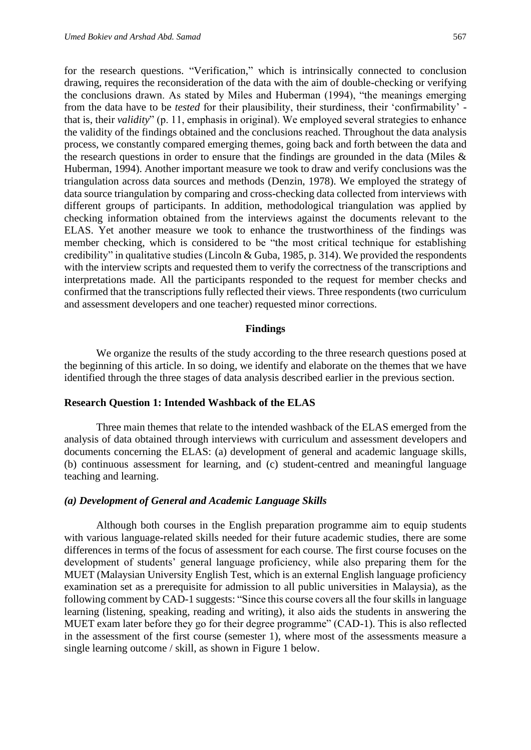for the research questions. "Verification," which is intrinsically connected to conclusion drawing, requires the reconsideration of the data with the aim of double-checking or verifying the conclusions drawn. As stated by Miles and Huberman (1994), "the meanings emerging from the data have to be *tested* for their plausibility, their sturdiness, their 'confirmability' - that is, their *validity*" (p. 11, emphasis in original). We employed several strategies to enhance the validity of the findings obtained and the conclusions reached. Throughout the data analysis process, we constantly compared emerging themes, going back and forth between the data and the research questions in order to ensure that the findings are grounded in the data (Miles & Huberman, 1994). Another important measure we took to draw and verify conclusions was the triangulation across data sources and methods (Denzin, 1978). We employed the strategy of data source triangulation by comparing and cross-checking data collected from interviews with different groups of participants. In addition, methodological triangulation was applied by checking information obtained from the interviews against the documents relevant to the ELAS. Yet another measure we took to enhance the trustworthiness of the findings was member checking, which is considered to be "the most critical technique for establishing credibility" in qualitative studies (Lincoln & Guba, 1985, p. 314). We provided the respondents with the interview scripts and requested them to verify the correctness of the transcriptions and interpretations made. All the participants responded to the request for member checks and confirmed that the transcriptions fully reflected their views. Three respondents (two curriculum and assessment developers and one teacher) requested minor corrections.

## Findings

We organize the results of the study according to the three research questions posed at the beginning of this article. In so doing, we identify and elaborate on the themes that we have identified through the three stages of data analysis described earlier in the previous section.

### Research Question 1: Intended Washback of the ELAS

Three main themes that relate to the intended washback of the ELAS emerged from the analysis of data obtained through interviews with curriculum and assessment developers and documents concerning the ELAS: (a) development of general and academic language skills, (b) continuous assessment for learning, and (c) student-centred and meaningful language teaching and learning.

#### *(a) Development of General and Academic Language Skills*

Although both courses in the English preparation programme aim to equip students with various language-related skills needed for their future academic studies, there are some differences in terms of the focus of assessment for each course. The first course focuses on the development of students' general language proficiency, while also preparing them for the MUET (Malaysian University English Test, which is an external English language proficiency examination set as a prerequisite for admission to all public universities in Malaysia), as the following comment by CAD-1 suggests: "Since this course covers all the four skills in language learning (listening, speaking, reading and writing), it also aids the students in answering the MUET exam later before they go for their degree programme" (CAD-1). This is also reflected in the assessment of the first course (semester 1), where most of the assessments measure a single learning outcome / skill, as shown in Figure 1 below.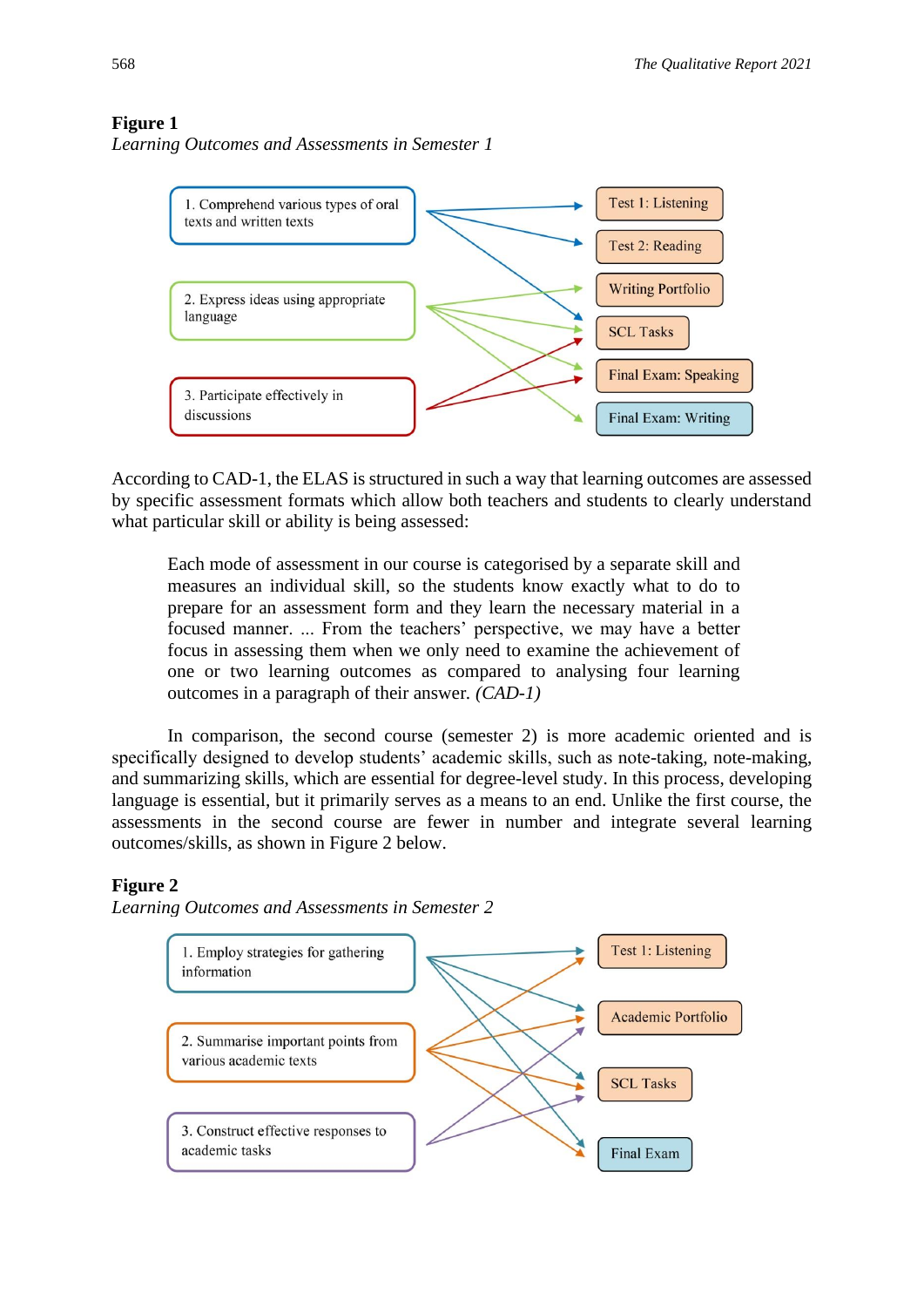**Figure 1**

*Learning Outcomes and Assessments in Semester 1*

1. Comprehend various types of oral texts and written texts

2. Express ideas using appropriate language

3. Participate effectively in discussions

Test 1: Listening

Test 2: Reading

Writing Portfolio

SCL Tasks

Final Exam: Speaking

Final Exam: Writing

According to CAD-1, the ELAS is structured in such a way that learning outcomes are assessed by specific assessment formats which allow both teachers and students to clearly understand what particular skill or ability is being assessed:

> Each mode of assessment in our course is categorised by a separate skill and measures an individual skill, so the students know exactly what to do to prepare for an assessment form and they learn the necessary material in a focused manner. ... From the teachers' perspective, we may have a better focus in assessing them when we only need to examine the achievement of one or two learning outcomes as compared to analysing four learning outcomes in a paragraph of their answer. *(CAD-1)*

In comparison, the second course (semester 2) is more academic oriented and is specifically designed to develop students' academic skills, such as note-taking, note-making, and summarizing skills, which are essential for degree-level study. In this process, developing language is essential, but it primarily serves as a means to an end. Unlike the first course, the assessments in the second course are fewer in number and integrate several learning outcomes/skills, as shown in Figure 2 below.

**Figure 2**

*Learning Outcomes and Assessments in Semester 2*

1. Employ strategies for gathering information

2. Summarise important points from various academic texts

3. Construct effective responses to academic tasks

Test 1: Listening

Academic Portfolio

SCL Tasks

Final Exam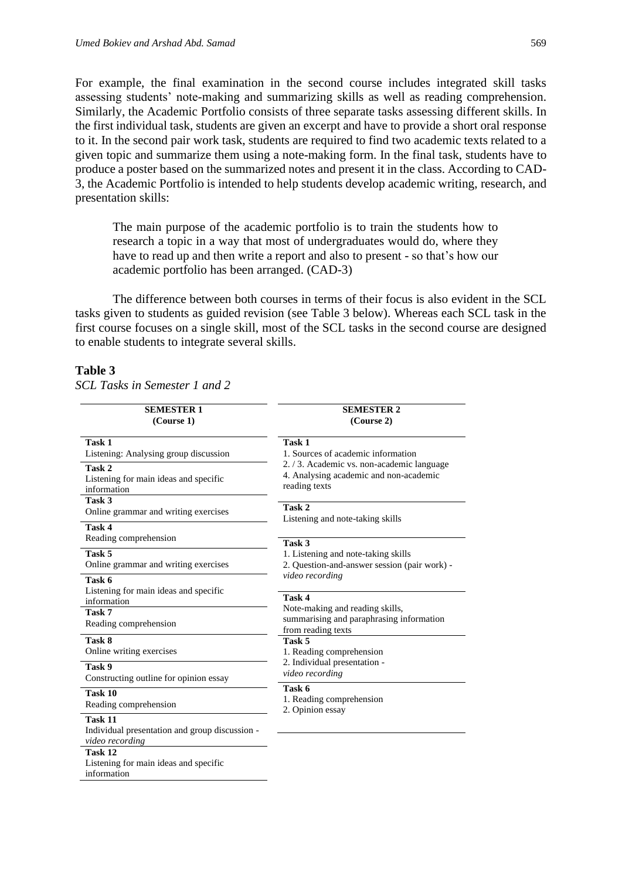For example, the final examination in the second course includes integrated skill tasks assessing students' note-making and summarizing skills as well as reading comprehension. Similarly, the Academic Portfolio consists of three separate tasks assessing different skills. In the first individual task, students are given an excerpt and have to provide a short oral response to it. In the second pair work task, students are required to find two academic texts related to a given topic and summarize them using a note-making form. In the final task, students have to produce a poster based on the summarized notes and present it in the class. According to CAD-3, the Academic Portfolio is intended to help students develop academic writing, research, and presentation skills:

> The main purpose of the academic portfolio is to train the students how to research a topic in a way that most of undergraduates would do, where they have to read up and then write a report and also to present - so that's how our academic portfolio has been arranged. (CAD-3)

The difference between both courses in terms of their focus is also evident in the SCL tasks given to students as guided revision (see Table 3 below). Whereas each SCL task in the first course focuses on a single skill, most of the SCL tasks in the second course are designed to enable students to integrate several skills.

**Table 3**

*SCL Tasks in Semester 1 and 2*

| SEMESTER 1 (Course 1) | SEMESTER 2 (Course 2) |
|---|---|
| **Task 1** Listening: Analysing group discussion | **Task 1** 1. Sources of academic information 2. / 3. Academic vs. non-academic language 4. Analysing academic and non-academic reading texts |
| **Task 2** Listening for main ideas and specific information | **Task 2** Listening and note-taking skills |
| **Task 3** Online grammar and writing exercises | **Task 3** 1. Listening and note-taking skills 2. Question-and-answer session (pair work) - *video recording* |
| **Task 4** Reading comprehension | **Task 4** Note-making and reading skills, summarising and paraphrasing information from reading texts |
| **Task 5** Online grammar and writing exercises | **Task 5** 1. Reading comprehension 2. Individual presentation - *video recording* |
| **Task 6** Listening for main ideas and specific information | **Task 6** 1. Reading comprehension 2. Opinion essay |
| **Task 7** Reading comprehension | |
| **Task 8** Online writing exercises | |
| **Task 9** Constructing outline for opinion essay | |
| **Task 10** Reading comprehension | |
| **Task 11** Individual presentation and group discussion - *video recording* | |
| **Task 12** Listening for main ideas and specific information | |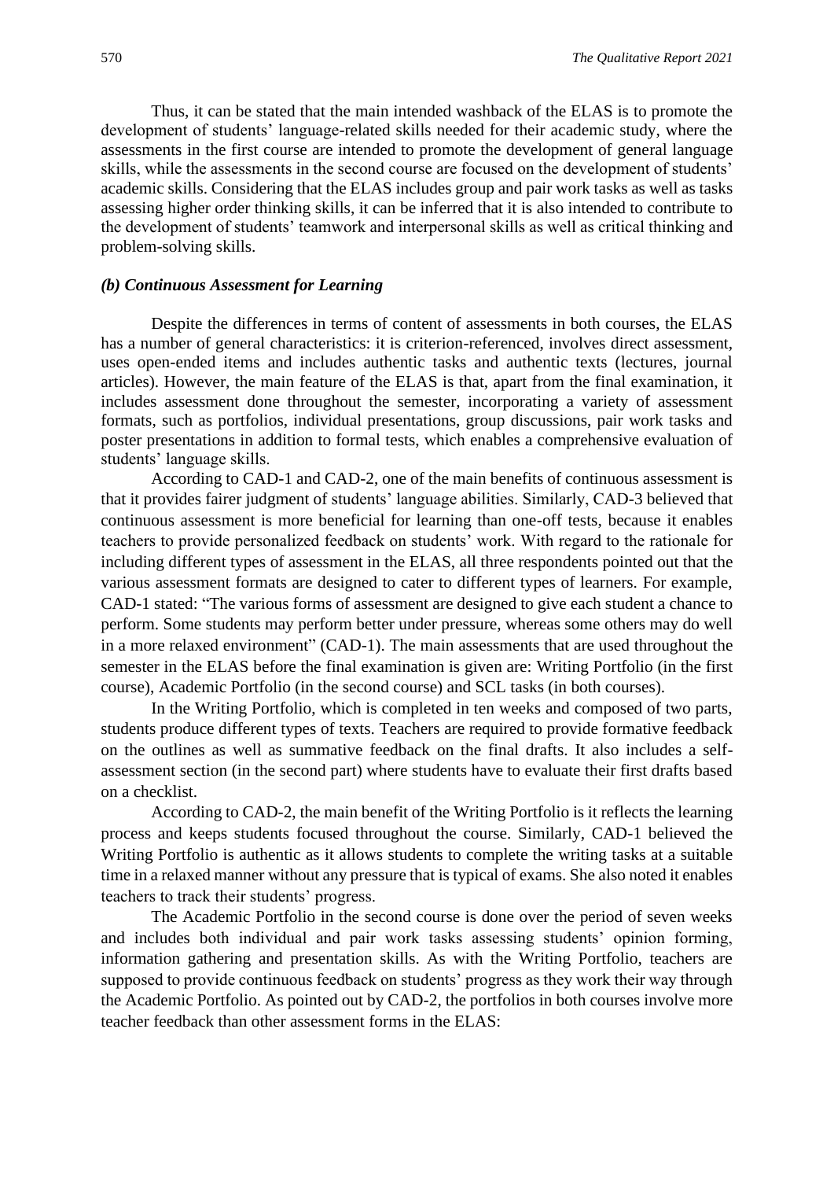Thus, it can be stated that the main intended washback of the ELAS is to promote the development of students' language-related skills needed for their academic study, where the assessments in the first course are intended to promote the development of general language skills, while the assessments in the second course are focused on the development of students' academic skills. Considering that the ELAS includes group and pair work tasks as well as tasks assessing higher order thinking skills, it can be inferred that it is also intended to contribute to the development of students' teamwork and interpersonal skills as well as critical thinking and problem-solving skills.

### *(b) Continuous Assessment for Learning*

Despite the differences in terms of content of assessments in both courses, the ELAS has a number of general characteristics: it is criterion-referenced, involves direct assessment, uses open-ended items and includes authentic tasks and authentic texts (lectures, journal articles). However, the main feature of the ELAS is that, apart from the final examination, it includes assessment done throughout the semester, incorporating a variety of assessment formats, such as portfolios, individual presentations, group discussions, pair work tasks and poster presentations in addition to formal tests, which enables a comprehensive evaluation of students' language skills.

According to CAD-1 and CAD-2, one of the main benefits of continuous assessment is that it provides fairer judgment of students' language abilities. Similarly, CAD-3 believed that continuous assessment is more beneficial for learning than one-off tests, because it enables teachers to provide personalized feedback on students' work. With regard to the rationale for including different types of assessment in the ELAS, all three respondents pointed out that the various assessment formats are designed to cater to different types of learners. For example, CAD-1 stated: "The various forms of assessment are designed to give each student a chance to perform. Some students may perform better under pressure, whereas some others may do well in a more relaxed environment" (CAD-1). The main assessments that are used throughout the semester in the ELAS before the final examination is given are: Writing Portfolio (in the first course), Academic Portfolio (in the second course) and SCL tasks (in both courses).

In the Writing Portfolio, which is completed in ten weeks and composed of two parts, students produce different types of texts. Teachers are required to provide formative feedback on the outlines as well as summative feedback on the final drafts. It also includes a self-assessment section (in the second part) where students have to evaluate their first drafts based on a checklist.

According to CAD-2, the main benefit of the Writing Portfolio is it reflects the learning process and keeps students focused throughout the course. Similarly, CAD-1 believed the Writing Portfolio is authentic as it allows students to complete the writing tasks at a suitable time in a relaxed manner without any pressure that is typical of exams. She also noted it enables teachers to track their students' progress.

The Academic Portfolio in the second course is done over the period of seven weeks and includes both individual and pair work tasks assessing students' opinion forming, information gathering and presentation skills. As with the Writing Portfolio, teachers are supposed to provide continuous feedback on students' progress as they work their way through the Academic Portfolio. As pointed out by CAD-2, the portfolios in both courses involve more teacher feedback than other assessment forms in the ELAS: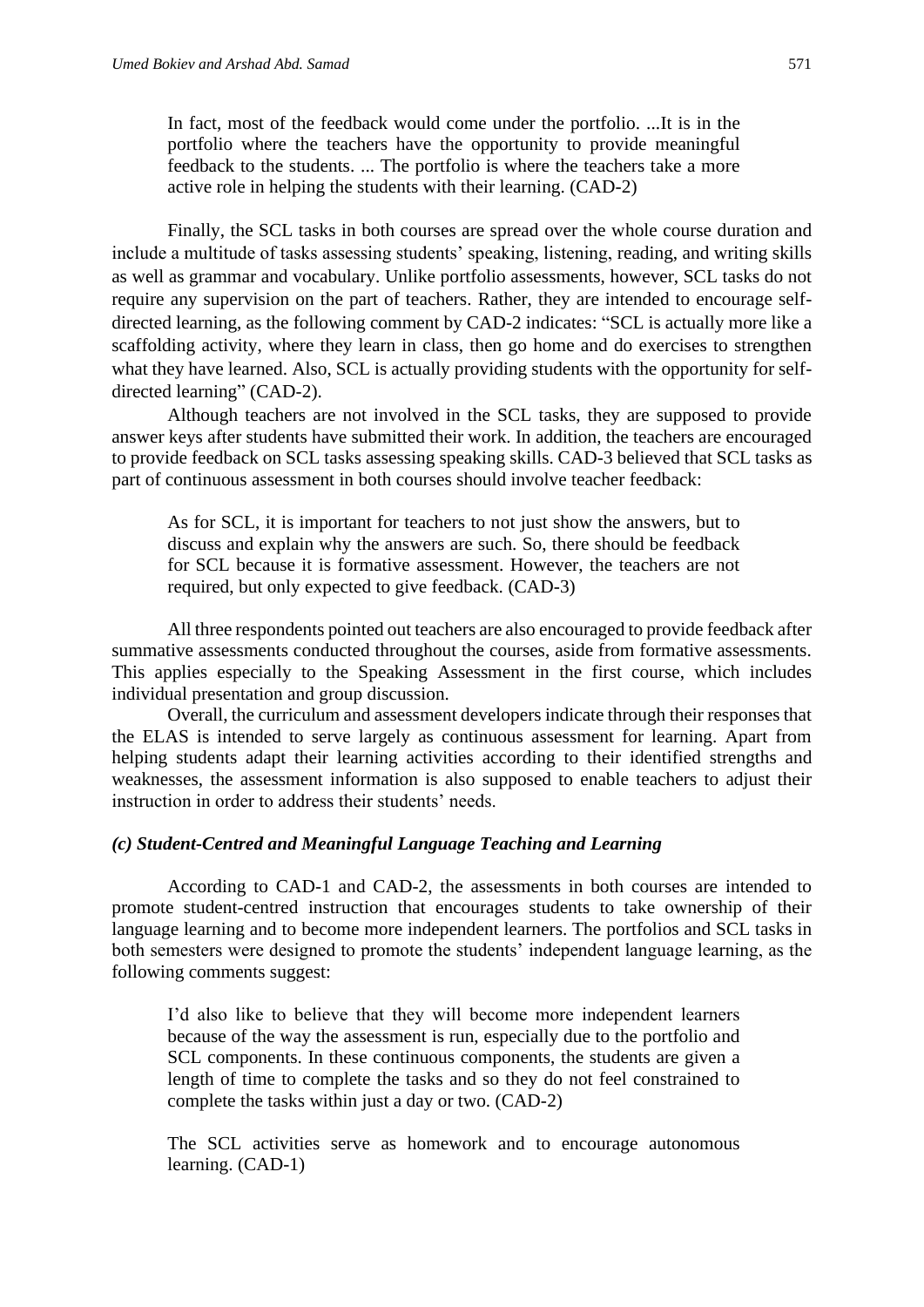> In fact, most of the feedback would come under the portfolio. ...It is in the portfolio where the teachers have the opportunity to provide meaningful feedback to the students. ... The portfolio is where the teachers take a more active role in helping the students with their learning. (CAD-2)

Finally, the SCL tasks in both courses are spread over the whole course duration and include a multitude of tasks assessing students' speaking, listening, reading, and writing skills as well as grammar and vocabulary. Unlike portfolio assessments, however, SCL tasks do not require any supervision on the part of teachers. Rather, they are intended to encourage self-directed learning, as the following comment by CAD-2 indicates: "SCL is actually more like a scaffolding activity, where they learn in class, then go home and do exercises to strengthen what they have learned. Also, SCL is actually providing students with the opportunity for self-directed learning" (CAD-2).

Although teachers are not involved in the SCL tasks, they are supposed to provide answer keys after students have submitted their work. In addition, the teachers are encouraged to provide feedback on SCL tasks assessing speaking skills. CAD-3 believed that SCL tasks as part of continuous assessment in both courses should involve teacher feedback:

> As for SCL, it is important for teachers to not just show the answers, but to discuss and explain why the answers are such. So, there should be feedback for SCL because it is formative assessment. However, the teachers are not required, but only expected to give feedback. (CAD-3)

All three respondents pointed out teachers are also encouraged to provide feedback after summative assessments conducted throughout the courses, aside from formative assessments. This applies especially to the Speaking Assessment in the first course, which includes individual presentation and group discussion.

Overall, the curriculum and assessment developers indicate through their responses that the ELAS is intended to serve largely as continuous assessment for learning. Apart from helping students adapt their learning activities according to their identified strengths and weaknesses, the assessment information is also supposed to enable teachers to adjust their instruction in order to address their students' needs.

#### *(c) Student-Centred and Meaningful Language Teaching and Learning*

According to CAD-1 and CAD-2, the assessments in both courses are intended to promote student-centred instruction that encourages students to take ownership of their language learning and to become more independent learners. The portfolios and SCL tasks in both semesters were designed to promote the students' independent language learning, as the following comments suggest:

> I'd also like to believe that they will become more independent learners because of the way the assessment is run, especially due to the portfolio and SCL components. In these continuous components, the students are given a length of time to complete the tasks and so they do not feel constrained to complete the tasks within just a day or two. (CAD-2)

> The SCL activities serve as homework and to encourage autonomous learning. (CAD-1)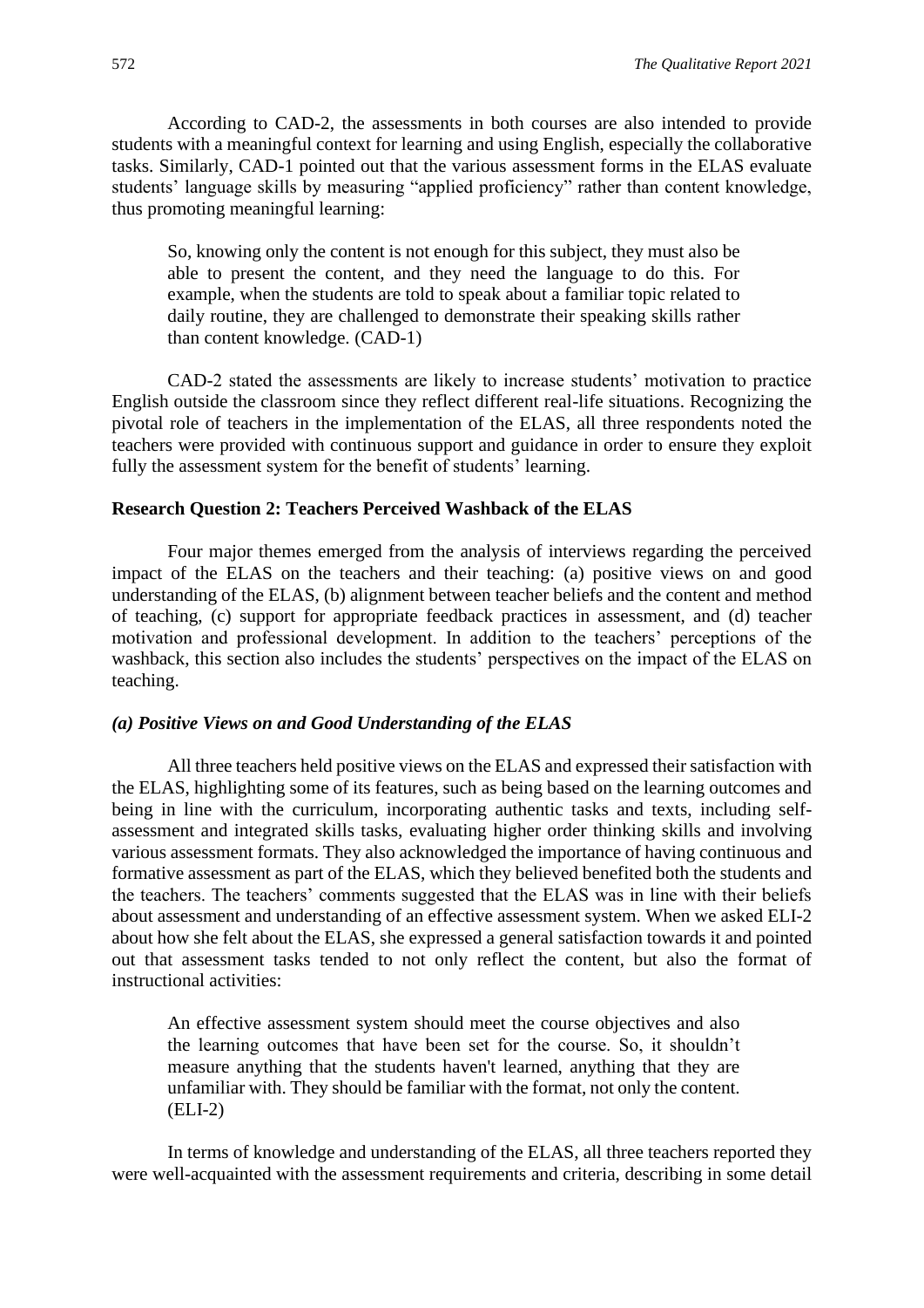According to CAD-2, the assessments in both courses are also intended to provide students with a meaningful context for learning and using English, especially the collaborative tasks. Similarly, CAD-1 pointed out that the various assessment forms in the ELAS evaluate students' language skills by measuring "applied proficiency" rather than content knowledge, thus promoting meaningful learning:

> So, knowing only the content is not enough for this subject, they must also be able to present the content, and they need the language to do this. For example, when the students are told to speak about a familiar topic related to daily routine, they are challenged to demonstrate their speaking skills rather than content knowledge. (CAD-1)

CAD-2 stated the assessments are likely to increase students' motivation to practice English outside the classroom since they reflect different real-life situations. Recognizing the pivotal role of teachers in the implementation of the ELAS, all three respondents noted the teachers were provided with continuous support and guidance in order to ensure they exploit fully the assessment system for the benefit of students' learning.

**Research Question 2: Teachers Perceived Washback of the ELAS**

Four major themes emerged from the analysis of interviews regarding the perceived impact of the ELAS on the teachers and their teaching: (a) positive views on and good understanding of the ELAS, (b) alignment between teacher beliefs and the content and method of teaching, (c) support for appropriate feedback practices in assessment, and (d) teacher motivation and professional development. In addition to the teachers' perceptions of the washback, this section also includes the students' perspectives on the impact of the ELAS on teaching.

***(a) Positive Views on and Good Understanding of the ELAS***

All three teachers held positive views on the ELAS and expressed their satisfaction with the ELAS, highlighting some of its features, such as being based on the learning outcomes and being in line with the curriculum, incorporating authentic tasks and texts, including self-assessment and integrated skills tasks, evaluating higher order thinking skills and involving various assessment formats. They also acknowledged the importance of having continuous and formative assessment as part of the ELAS, which they believed benefited both the students and the teachers. The teachers' comments suggested that the ELAS was in line with their beliefs about assessment and understanding of an effective assessment system. When we asked ELI-2 about how she felt about the ELAS, she expressed a general satisfaction towards it and pointed out that assessment tasks tended to not only reflect the content, but also the format of instructional activities:

> An effective assessment system should meet the course objectives and also the learning outcomes that have been set for the course. So, it shouldn't measure anything that the students haven't learned, anything that they are unfamiliar with. They should be familiar with the format, not only the content. (ELI-2)

In terms of knowledge and understanding of the ELAS, all three teachers reported they were well-acquainted with the assessment requirements and criteria, describing in some detail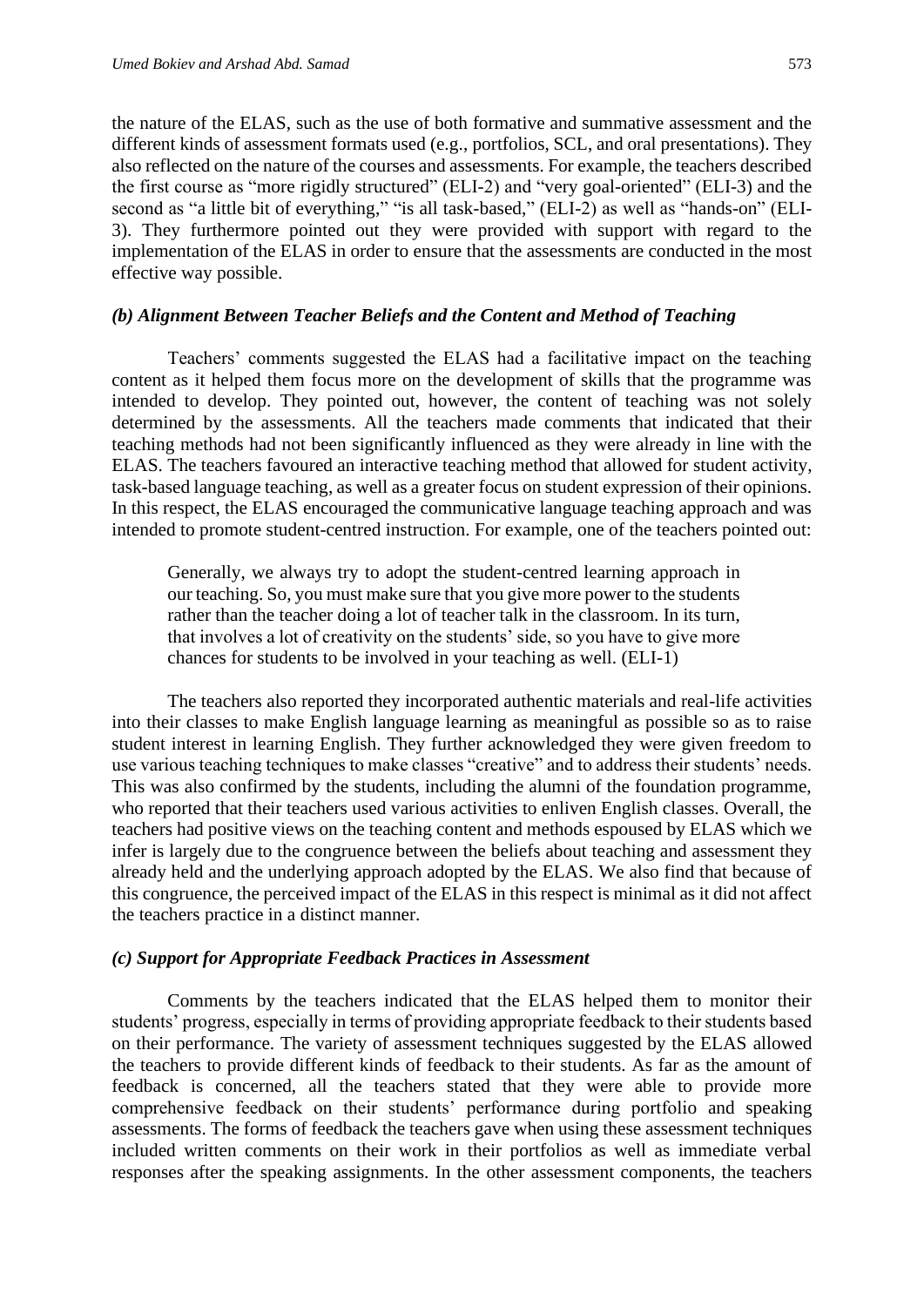the nature of the ELAS, such as the use of both formative and summative assessment and the different kinds of assessment formats used (e.g., portfolios, SCL, and oral presentations). They also reflected on the nature of the courses and assessments. For example, the teachers described the first course as "more rigidly structured" (ELI-2) and "very goal-oriented" (ELI-3) and the second as "a little bit of everything," "is all task-based," (ELI-2) as well as "hands-on" (ELI-3). They furthermore pointed out they were provided with support with regard to the implementation of the ELAS in order to ensure that the assessments are conducted in the most effective way possible.

### *(b) Alignment Between Teacher Beliefs and the Content and Method of Teaching*

Teachers' comments suggested the ELAS had a facilitative impact on the teaching content as it helped them focus more on the development of skills that the programme was intended to develop. They pointed out, however, the content of teaching was not solely determined by the assessments. All the teachers made comments that indicated that their teaching methods had not been significantly influenced as they were already in line with the ELAS. The teachers favoured an interactive teaching method that allowed for student activity, task-based language teaching, as well as a greater focus on student expression of their opinions. In this respect, the ELAS encouraged the communicative language teaching approach and was intended to promote student-centred instruction. For example, one of the teachers pointed out:

> Generally, we always try to adopt the student-centred learning approach in our teaching. So, you must make sure that you give more power to the students rather than the teacher doing a lot of teacher talk in the classroom. In its turn, that involves a lot of creativity on the students' side, so you have to give more chances for students to be involved in your teaching as well. (ELI-1)

The teachers also reported they incorporated authentic materials and real-life activities into their classes to make English language learning as meaningful as possible so as to raise student interest in learning English. They further acknowledged they were given freedom to use various teaching techniques to make classes "creative" and to address their students' needs. This was also confirmed by the students, including the alumni of the foundation programme, who reported that their teachers used various activities to enliven English classes. Overall, the teachers had positive views on the teaching content and methods espoused by ELAS which we infer is largely due to the congruence between the beliefs about teaching and assessment they already held and the underlying approach adopted by the ELAS. We also find that because of this congruence, the perceived impact of the ELAS in this respect is minimal as it did not affect the teachers practice in a distinct manner.

### *(c) Support for Appropriate Feedback Practices in Assessment*

Comments by the teachers indicated that the ELAS helped them to monitor their students' progress, especially in terms of providing appropriate feedback to their students based on their performance. The variety of assessment techniques suggested by the ELAS allowed the teachers to provide different kinds of feedback to their students. As far as the amount of feedback is concerned, all the teachers stated that they were able to provide more comprehensive feedback on their students' performance during portfolio and speaking assessments. The forms of feedback the teachers gave when using these assessment techniques included written comments on their work in their portfolios as well as immediate verbal responses after the speaking assignments. In the other assessment components, the teachers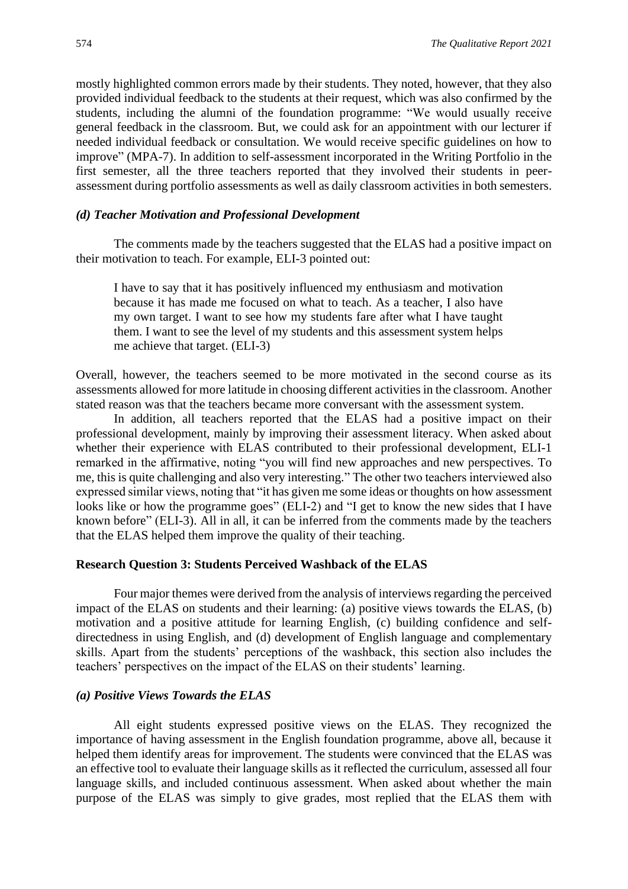mostly highlighted common errors made by their students. They noted, however, that they also provided individual feedback to the students at their request, which was also confirmed by the students, including the alumni of the foundation programme: "We would usually receive general feedback in the classroom. But, we could ask for an appointment with our lecturer if needed individual feedback or consultation. We would receive specific guidelines on how to improve" (MPA-7). In addition to self-assessment incorporated in the Writing Portfolio in the first semester, all the three teachers reported that they involved their students in peer-assessment during portfolio assessments as well as daily classroom activities in both semesters.

### *(d) Teacher Motivation and Professional Development*

The comments made by the teachers suggested that the ELAS had a positive impact on their motivation to teach. For example, ELI-3 pointed out:

> I have to say that it has positively influenced my enthusiasm and motivation because it has made me focused on what to teach. As a teacher, I also have my own target. I want to see how my students fare after what I have taught them. I want to see the level of my students and this assessment system helps me achieve that target. (ELI-3)

Overall, however, the teachers seemed to be more motivated in the second course as its assessments allowed for more latitude in choosing different activities in the classroom. Another stated reason was that the teachers became more conversant with the assessment system.

In addition, all teachers reported that the ELAS had a positive impact on their professional development, mainly by improving their assessment literacy. When asked about whether their experience with ELAS contributed to their professional development, ELI-1 remarked in the affirmative, noting "you will find new approaches and new perspectives. To me, this is quite challenging and also very interesting." The other two teachers interviewed also expressed similar views, noting that "it has given me some ideas or thoughts on how assessment looks like or how the programme goes" (ELI-2) and "I get to know the new sides that I have known before" (ELI-3). All in all, it can be inferred from the comments made by the teachers that the ELAS helped them improve the quality of their teaching.

## Research Question 3: Students Perceived Washback of the ELAS

Four major themes were derived from the analysis of interviews regarding the perceived impact of the ELAS on students and their learning: (a) positive views towards the ELAS, (b) motivation and a positive attitude for learning English, (c) building confidence and self-directedness in using English, and (d) development of English language and complementary skills. Apart from the students' perceptions of the washback, this section also includes the teachers' perspectives on the impact of the ELAS on their students' learning.

### *(a) Positive Views Towards the ELAS*

All eight students expressed positive views on the ELAS. They recognized the importance of having assessment in the English foundation programme, above all, because it helped them identify areas for improvement. The students were convinced that the ELAS was an effective tool to evaluate their language skills as it reflected the curriculum, assessed all four language skills, and included continuous assessment. When asked about whether the main purpose of the ELAS was simply to give grades, most replied that the ELAS them with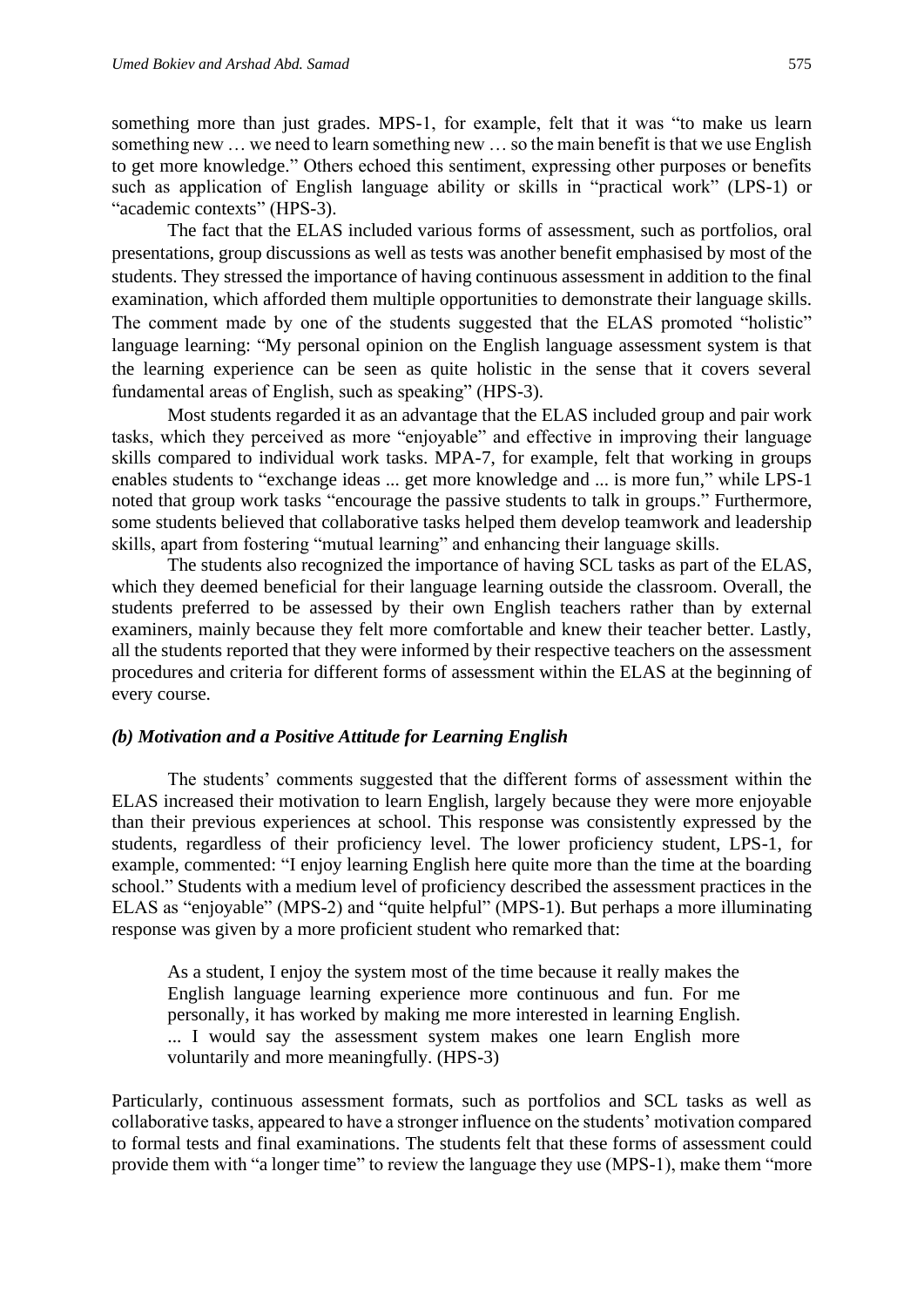something more than just grades. MPS-1, for example, felt that it was "to make us learn something new … we need to learn something new … so the main benefit is that we use English to get more knowledge." Others echoed this sentiment, expressing other purposes or benefits such as application of English language ability or skills in "practical work" (LPS-1) or "academic contexts" (HPS-3).

The fact that the ELAS included various forms of assessment, such as portfolios, oral presentations, group discussions as well as tests was another benefit emphasised by most of the students. They stressed the importance of having continuous assessment in addition to the final examination, which afforded them multiple opportunities to demonstrate their language skills. The comment made by one of the students suggested that the ELAS promoted "holistic" language learning: "My personal opinion on the English language assessment system is that the learning experience can be seen as quite holistic in the sense that it covers several fundamental areas of English, such as speaking" (HPS-3).

Most students regarded it as an advantage that the ELAS included group and pair work tasks, which they perceived as more "enjoyable" and effective in improving their language skills compared to individual work tasks. MPA-7, for example, felt that working in groups enables students to "exchange ideas ... get more knowledge and ... is more fun," while LPS-1 noted that group work tasks "encourage the passive students to talk in groups." Furthermore, some students believed that collaborative tasks helped them develop teamwork and leadership skills, apart from fostering "mutual learning" and enhancing their language skills.

The students also recognized the importance of having SCL tasks as part of the ELAS, which they deemed beneficial for their language learning outside the classroom. Overall, the students preferred to be assessed by their own English teachers rather than by external examiners, mainly because they felt more comfortable and knew their teacher better. Lastly, all the students reported that they were informed by their respective teachers on the assessment procedures and criteria for different forms of assessment within the ELAS at the beginning of every course.

### *(b) Motivation and a Positive Attitude for Learning English*

The students' comments suggested that the different forms of assessment within the ELAS increased their motivation to learn English, largely because they were more enjoyable than their previous experiences at school. This response was consistently expressed by the students, regardless of their proficiency level. The lower proficiency student, LPS-1, for example, commented: "I enjoy learning English here quite more than the time at the boarding school." Students with a medium level of proficiency described the assessment practices in the ELAS as "enjoyable" (MPS-2) and "quite helpful" (MPS-1). But perhaps a more illuminating response was given by a more proficient student who remarked that:

> As a student, I enjoy the system most of the time because it really makes the English language learning experience more continuous and fun. For me personally, it has worked by making me more interested in learning English. ... I would say the assessment system makes one learn English more voluntarily and more meaningfully. (HPS-3)

Particularly, continuous assessment formats, such as portfolios and SCL tasks as well as collaborative tasks, appeared to have a stronger influence on the students' motivation compared to formal tests and final examinations. The students felt that these forms of assessment could provide them with "a longer time" to review the language they use (MPS-1), make them "more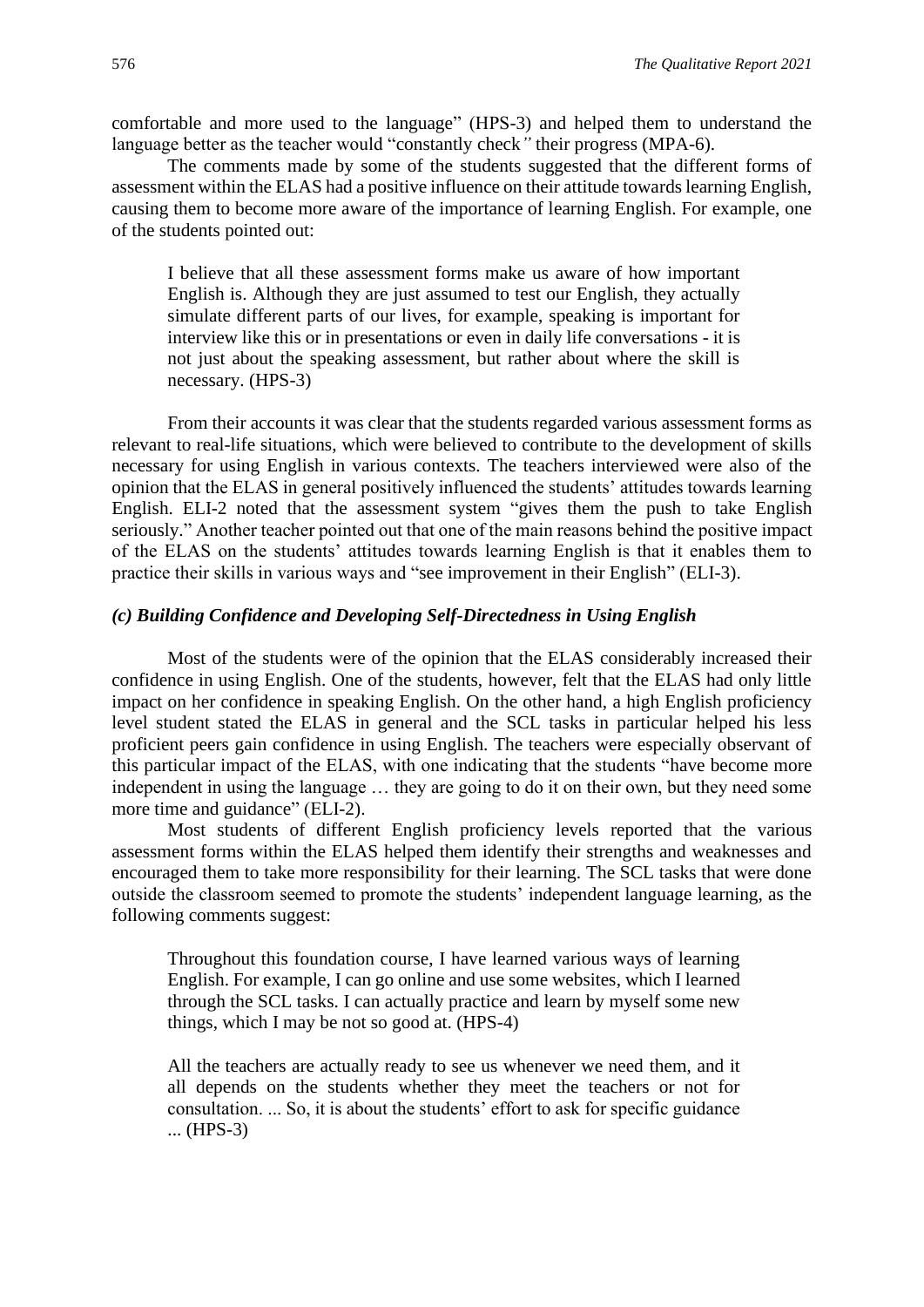comfortable and more used to the language" (HPS-3) and helped them to understand the language better as the teacher would "constantly check*"* their progress (MPA-6).

The comments made by some of the students suggested that the different forms of assessment within the ELAS had a positive influence on their attitude towards learning English, causing them to become more aware of the importance of learning English. For example, one of the students pointed out:

> I believe that all these assessment forms make us aware of how important English is. Although they are just assumed to test our English, they actually simulate different parts of our lives, for example, speaking is important for interview like this or in presentations or even in daily life conversations - it is not just about the speaking assessment, but rather about where the skill is necessary. (HPS-3)

From their accounts it was clear that the students regarded various assessment forms as relevant to real-life situations, which were believed to contribute to the development of skills necessary for using English in various contexts. The teachers interviewed were also of the opinion that the ELAS in general positively influenced the students' attitudes towards learning English. ELI-2 noted that the assessment system "gives them the push to take English seriously." Another teacher pointed out that one of the main reasons behind the positive impact of the ELAS on the students' attitudes towards learning English is that it enables them to practice their skills in various ways and "see improvement in their English" (ELI-3).

#### *(c) Building Confidence and Developing Self-Directedness in Using English*

Most of the students were of the opinion that the ELAS considerably increased their confidence in using English. One of the students, however, felt that the ELAS had only little impact on her confidence in speaking English. On the other hand, a high English proficiency level student stated the ELAS in general and the SCL tasks in particular helped his less proficient peers gain confidence in using English. The teachers were especially observant of this particular impact of the ELAS, with one indicating that the students "have become more independent in using the language … they are going to do it on their own, but they need some more time and guidance" (ELI-2).

Most students of different English proficiency levels reported that the various assessment forms within the ELAS helped them identify their strengths and weaknesses and encouraged them to take more responsibility for their learning. The SCL tasks that were done outside the classroom seemed to promote the students' independent language learning, as the following comments suggest:

> Throughout this foundation course, I have learned various ways of learning English. For example, I can go online and use some websites, which I learned through the SCL tasks. I can actually practice and learn by myself some new things, which I may be not so good at. (HPS-4)

> All the teachers are actually ready to see us whenever we need them, and it all depends on the students whether they meet the teachers or not for consultation. ... So, it is about the students' effort to ask for specific guidance ... (HPS-3)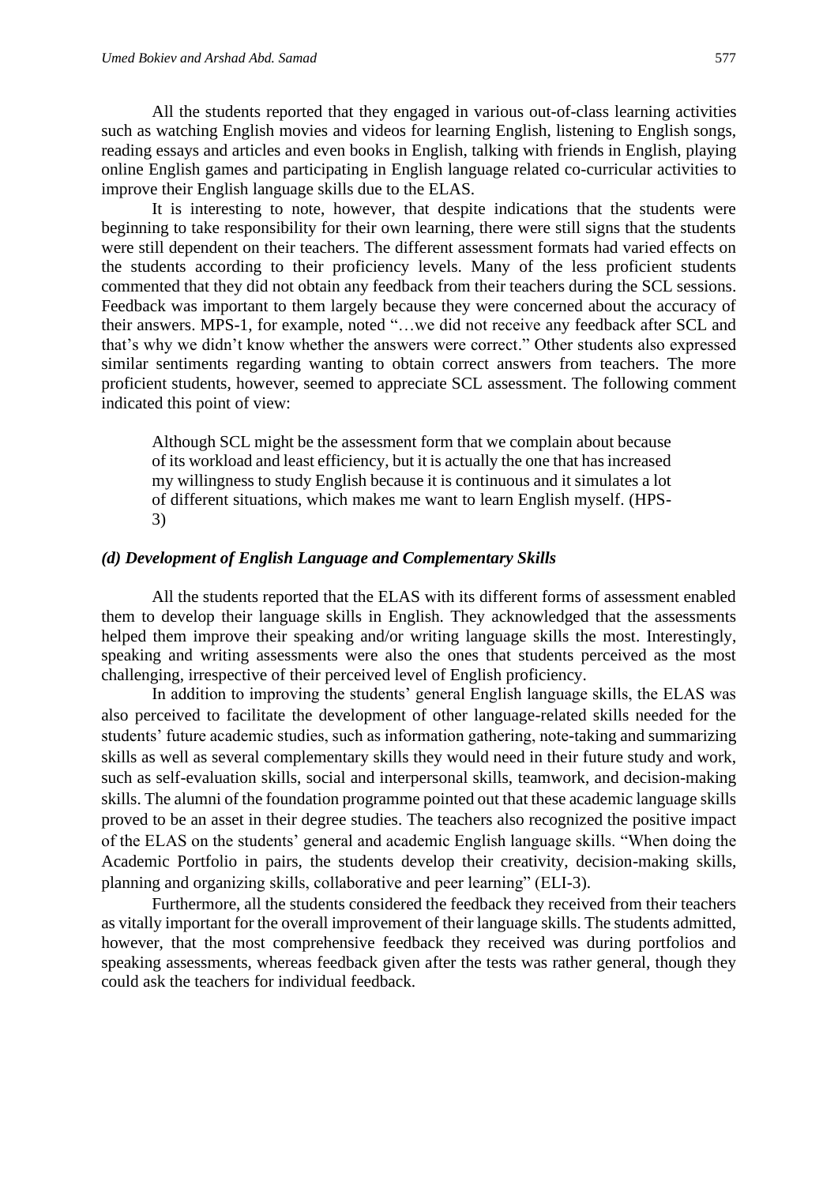All the students reported that they engaged in various out-of-class learning activities such as watching English movies and videos for learning English, listening to English songs, reading essays and articles and even books in English, talking with friends in English, playing online English games and participating in English language related co-curricular activities to improve their English language skills due to the ELAS.

It is interesting to note, however, that despite indications that the students were beginning to take responsibility for their own learning, there were still signs that the students were still dependent on their teachers. The different assessment formats had varied effects on the students according to their proficiency levels. Many of the less proficient students commented that they did not obtain any feedback from their teachers during the SCL sessions. Feedback was important to them largely because they were concerned about the accuracy of their answers. MPS-1, for example, noted "…we did not receive any feedback after SCL and that's why we didn't know whether the answers were correct." Other students also expressed similar sentiments regarding wanting to obtain correct answers from teachers. The more proficient students, however, seemed to appreciate SCL assessment. The following comment indicated this point of view:

> Although SCL might be the assessment form that we complain about because of its workload and least efficiency, but it is actually the one that has increased my willingness to study English because it is continuous and it simulates a lot of different situations, which makes me want to learn English myself. (HPS-3)

### *(d) Development of English Language and Complementary Skills*

All the students reported that the ELAS with its different forms of assessment enabled them to develop their language skills in English. They acknowledged that the assessments helped them improve their speaking and/or writing language skills the most. Interestingly, speaking and writing assessments were also the ones that students perceived as the most challenging, irrespective of their perceived level of English proficiency.

In addition to improving the students' general English language skills, the ELAS was also perceived to facilitate the development of other language-related skills needed for the students' future academic studies, such as information gathering, note-taking and summarizing skills as well as several complementary skills they would need in their future study and work, such as self-evaluation skills, social and interpersonal skills, teamwork, and decision-making skills. The alumni of the foundation programme pointed out that these academic language skills proved to be an asset in their degree studies. The teachers also recognized the positive impact of the ELAS on the students' general and academic English language skills. "When doing the Academic Portfolio in pairs, the students develop their creativity, decision-making skills, planning and organizing skills, collaborative and peer learning" (ELI-3).

Furthermore, all the students considered the feedback they received from their teachers as vitally important for the overall improvement of their language skills. The students admitted, however, that the most comprehensive feedback they received was during portfolios and speaking assessments, whereas feedback given after the tests was rather general, though they could ask the teachers for individual feedback.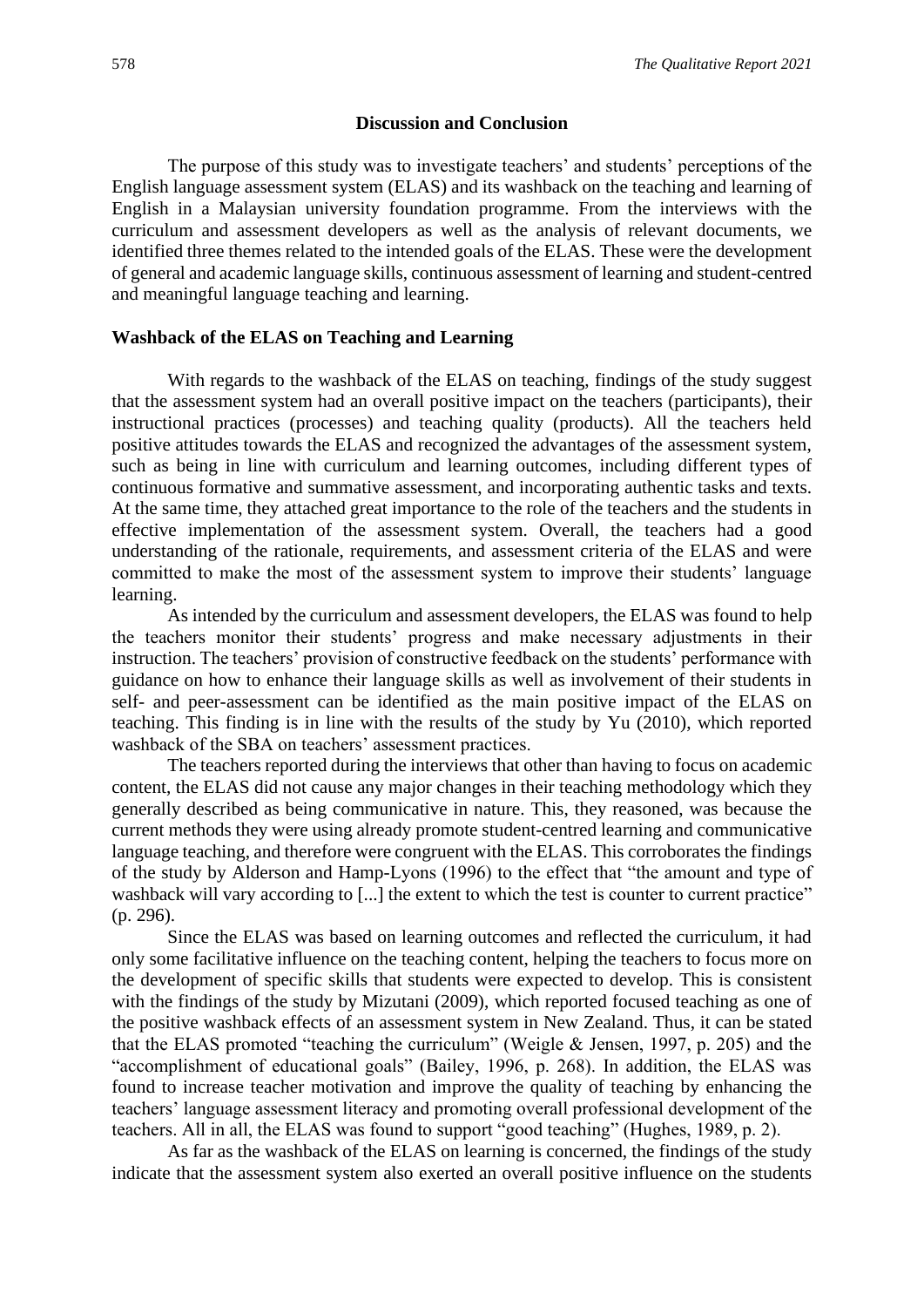## Discussion and Conclusion

The purpose of this study was to investigate teachers' and students' perceptions of the English language assessment system (ELAS) and its washback on the teaching and learning of English in a Malaysian university foundation programme. From the interviews with the curriculum and assessment developers as well as the analysis of relevant documents, we identified three themes related to the intended goals of the ELAS. These were the development of general and academic language skills, continuous assessment of learning and student-centred and meaningful language teaching and learning.

### Washback of the ELAS on Teaching and Learning

With regards to the washback of the ELAS on teaching, findings of the study suggest that the assessment system had an overall positive impact on the teachers (participants), their instructional practices (processes) and teaching quality (products). All the teachers held positive attitudes towards the ELAS and recognized the advantages of the assessment system, such as being in line with curriculum and learning outcomes, including different types of continuous formative and summative assessment, and incorporating authentic tasks and texts. At the same time, they attached great importance to the role of the teachers and the students in effective implementation of the assessment system. Overall, the teachers had a good understanding of the rationale, requirements, and assessment criteria of the ELAS and were committed to make the most of the assessment system to improve their students' language learning.

As intended by the curriculum and assessment developers, the ELAS was found to help the teachers monitor their students' progress and make necessary adjustments in their instruction. The teachers' provision of constructive feedback on the students' performance with guidance on how to enhance their language skills as well as involvement of their students in self- and peer-assessment can be identified as the main positive impact of the ELAS on teaching. This finding is in line with the results of the study by Yu (2010), which reported washback of the SBA on teachers' assessment practices.

The teachers reported during the interviews that other than having to focus on academic content, the ELAS did not cause any major changes in their teaching methodology which they generally described as being communicative in nature. This, they reasoned, was because the current methods they were using already promote student-centred learning and communicative language teaching, and therefore were congruent with the ELAS. This corroborates the findings of the study by Alderson and Hamp-Lyons (1996) to the effect that "the amount and type of washback will vary according to [...] the extent to which the test is counter to current practice" (p. 296).

Since the ELAS was based on learning outcomes and reflected the curriculum, it had only some facilitative influence on the teaching content, helping the teachers to focus more on the development of specific skills that students were expected to develop. This is consistent with the findings of the study by Mizutani (2009), which reported focused teaching as one of the positive washback effects of an assessment system in New Zealand. Thus, it can be stated that the ELAS promoted "teaching the curriculum" (Weigle & Jensen, 1997, p. 205) and the "accomplishment of educational goals" (Bailey, 1996, p. 268). In addition, the ELAS was found to increase teacher motivation and improve the quality of teaching by enhancing the teachers' language assessment literacy and promoting overall professional development of the teachers. All in all, the ELAS was found to support "good teaching" (Hughes, 1989, p. 2).

As far as the washback of the ELAS on learning is concerned, the findings of the study indicate that the assessment system also exerted an overall positive influence on the students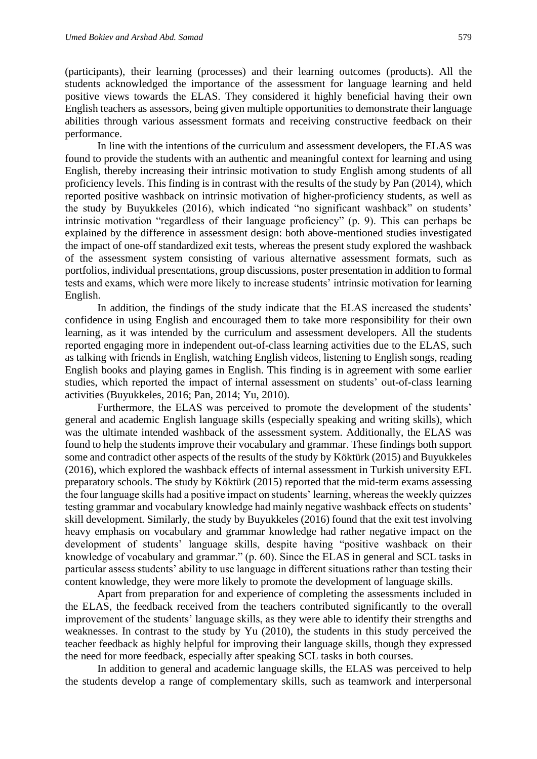(participants), their learning (processes) and their learning outcomes (products). All the students acknowledged the importance of the assessment for language learning and held positive views towards the ELAS. They considered it highly beneficial having their own English teachers as assessors, being given multiple opportunities to demonstrate their language abilities through various assessment formats and receiving constructive feedback on their performance.

In line with the intentions of the curriculum and assessment developers, the ELAS was found to provide the students with an authentic and meaningful context for learning and using English, thereby increasing their intrinsic motivation to study English among students of all proficiency levels. This finding is in contrast with the results of the study by Pan (2014), which reported positive washback on intrinsic motivation of higher-proficiency students, as well as the study by Buyukkeles (2016), which indicated "no significant washback" on students' intrinsic motivation "regardless of their language proficiency" (p. 9). This can perhaps be explained by the difference in assessment design: both above-mentioned studies investigated the impact of one-off standardized exit tests, whereas the present study explored the washback of the assessment system consisting of various alternative assessment formats, such as portfolios, individual presentations, group discussions, poster presentation in addition to formal tests and exams, which were more likely to increase students' intrinsic motivation for learning English.

In addition, the findings of the study indicate that the ELAS increased the students' confidence in using English and encouraged them to take more responsibility for their own learning, as it was intended by the curriculum and assessment developers. All the students reported engaging more in independent out-of-class learning activities due to the ELAS, such as talking with friends in English, watching English videos, listening to English songs, reading English books and playing games in English. This finding is in agreement with some earlier studies, which reported the impact of internal assessment on students' out-of-class learning activities (Buyukkeles, 2016; Pan, 2014; Yu, 2010).

Furthermore, the ELAS was perceived to promote the development of the students' general and academic English language skills (especially speaking and writing skills), which was the ultimate intended washback of the assessment system. Additionally, the ELAS was found to help the students improve their vocabulary and grammar. These findings both support some and contradict other aspects of the results of the study by Köktürk (2015) and Buyukkeles (2016), which explored the washback effects of internal assessment in Turkish university EFL preparatory schools. The study by Köktürk (2015) reported that the mid-term exams assessing the four language skills had a positive impact on students' learning, whereas the weekly quizzes testing grammar and vocabulary knowledge had mainly negative washback effects on students' skill development. Similarly, the study by Buyukkeles (2016) found that the exit test involving heavy emphasis on vocabulary and grammar knowledge had rather negative impact on the development of students' language skills, despite having "positive washback on their knowledge of vocabulary and grammar." (p. 60). Since the ELAS in general and SCL tasks in particular assess students' ability to use language in different situations rather than testing their content knowledge, they were more likely to promote the development of language skills.

Apart from preparation for and experience of completing the assessments included in the ELAS, the feedback received from the teachers contributed significantly to the overall improvement of the students' language skills, as they were able to identify their strengths and weaknesses. In contrast to the study by Yu (2010), the students in this study perceived the teacher feedback as highly helpful for improving their language skills, though they expressed the need for more feedback, especially after speaking SCL tasks in both courses.

In addition to general and academic language skills, the ELAS was perceived to help the students develop a range of complementary skills, such as teamwork and interpersonal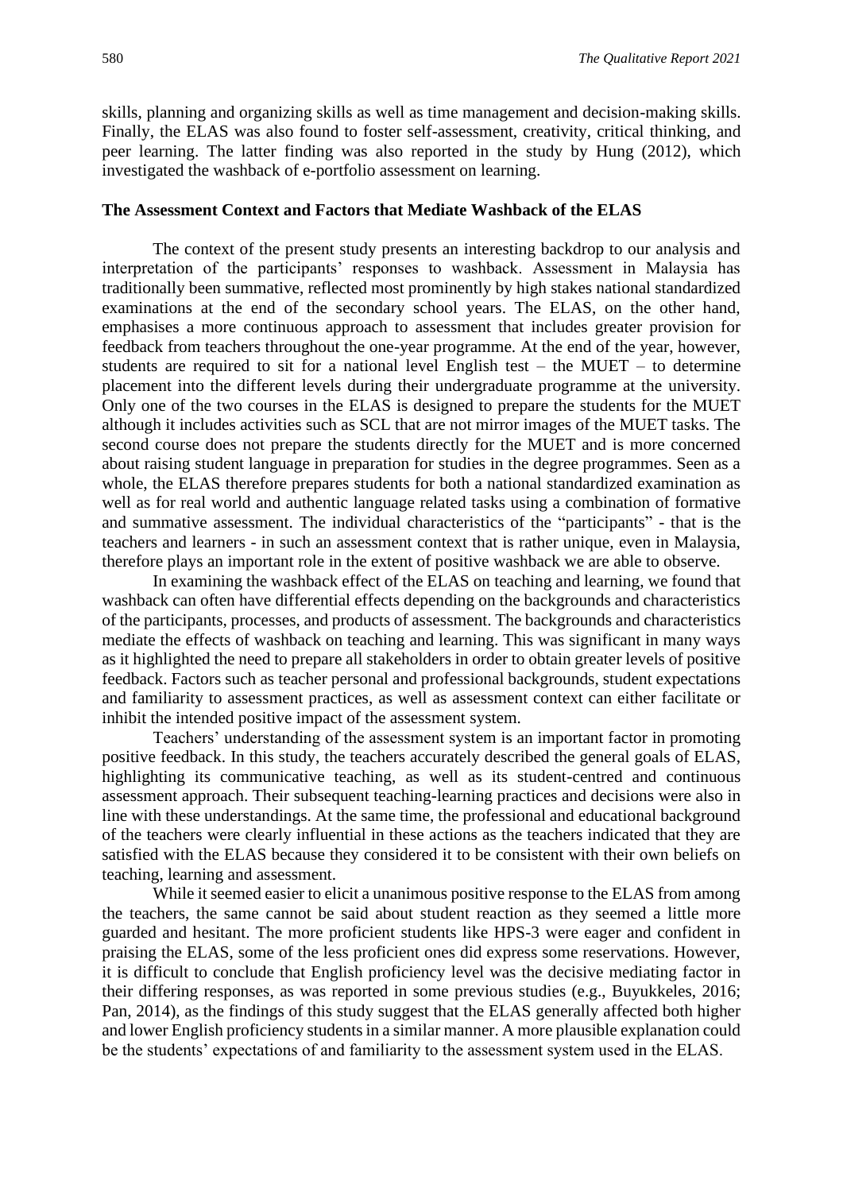skills, planning and organizing skills as well as time management and decision-making skills. Finally, the ELAS was also found to foster self-assessment, creativity, critical thinking, and peer learning. The latter finding was also reported in the study by Hung (2012), which investigated the washback of e-portfolio assessment on learning.

**The Assessment Context and Factors that Mediate Washback of the ELAS**

The context of the present study presents an interesting backdrop to our analysis and interpretation of the participants' responses to washback. Assessment in Malaysia has traditionally been summative, reflected most prominently by high stakes national standardized examinations at the end of the secondary school years. The ELAS, on the other hand, emphasises a more continuous approach to assessment that includes greater provision for feedback from teachers throughout the one-year programme. At the end of the year, however, students are required to sit for a national level English test – the MUET – to determine placement into the different levels during their undergraduate programme at the university. Only one of the two courses in the ELAS is designed to prepare the students for the MUET although it includes activities such as SCL that are not mirror images of the MUET tasks. The second course does not prepare the students directly for the MUET and is more concerned about raising student language in preparation for studies in the degree programmes. Seen as a whole, the ELAS therefore prepares students for both a national standardized examination as well as for real world and authentic language related tasks using a combination of formative and summative assessment. The individual characteristics of the "participants" - that is the teachers and learners - in such an assessment context that is rather unique, even in Malaysia, therefore plays an important role in the extent of positive washback we are able to observe.

In examining the washback effect of the ELAS on teaching and learning, we found that washback can often have differential effects depending on the backgrounds and characteristics of the participants, processes, and products of assessment. The backgrounds and characteristics mediate the effects of washback on teaching and learning. This was significant in many ways as it highlighted the need to prepare all stakeholders in order to obtain greater levels of positive feedback. Factors such as teacher personal and professional backgrounds, student expectations and familiarity to assessment practices, as well as assessment context can either facilitate or inhibit the intended positive impact of the assessment system.

Teachers' understanding of the assessment system is an important factor in promoting positive feedback. In this study, the teachers accurately described the general goals of ELAS, highlighting its communicative teaching, as well as its student-centred and continuous assessment approach. Their subsequent teaching-learning practices and decisions were also in line with these understandings. At the same time, the professional and educational background of the teachers were clearly influential in these actions as the teachers indicated that they are satisfied with the ELAS because they considered it to be consistent with their own beliefs on teaching, learning and assessment.

While it seemed easier to elicit a unanimous positive response to the ELAS from among the teachers, the same cannot be said about student reaction as they seemed a little more guarded and hesitant. The more proficient students like HPS-3 were eager and confident in praising the ELAS, some of the less proficient ones did express some reservations. However, it is difficult to conclude that English proficiency level was the decisive mediating factor in their differing responses, as was reported in some previous studies (e.g., Buyukkeles, 2016; Pan, 2014), as the findings of this study suggest that the ELAS generally affected both higher and lower English proficiency students in a similar manner. A more plausible explanation could be the students' expectations of and familiarity to the assessment system used in the ELAS.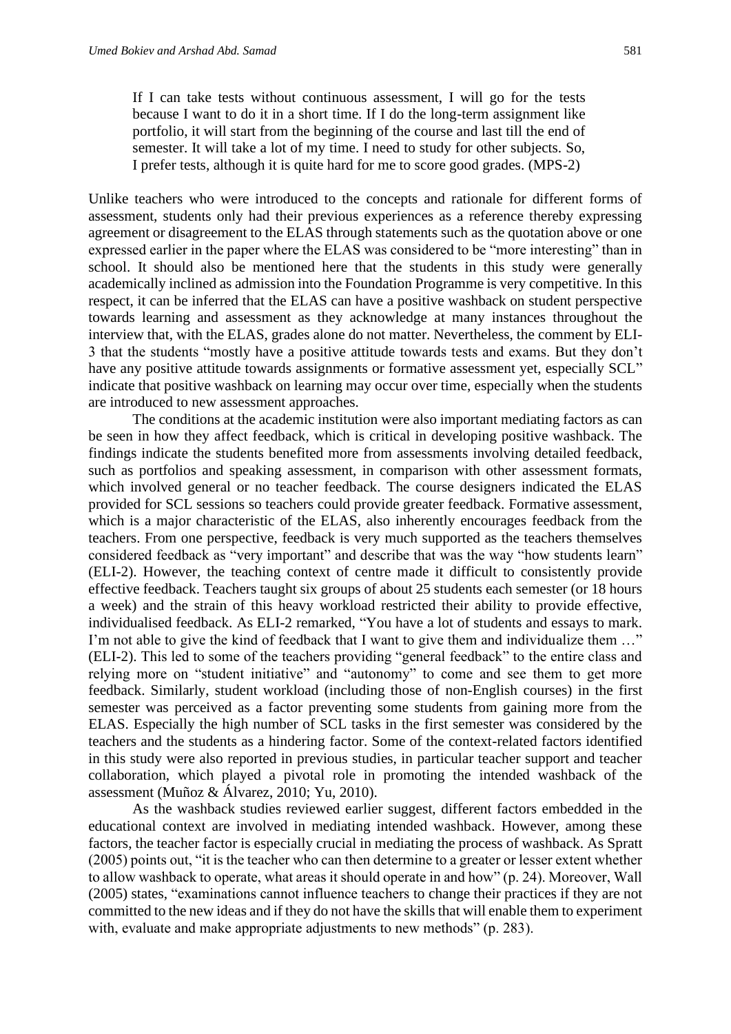> If I can take tests without continuous assessment, I will go for the tests because I want to do it in a short time. If I do the long-term assignment like portfolio, it will start from the beginning of the course and last till the end of semester. It will take a lot of my time. I need to study for other subjects. So, I prefer tests, although it is quite hard for me to score good grades. (MPS-2)

Unlike teachers who were introduced to the concepts and rationale for different forms of assessment, students only had their previous experiences as a reference thereby expressing agreement or disagreement to the ELAS through statements such as the quotation above or one expressed earlier in the paper where the ELAS was considered to be "more interesting" than in school. It should also be mentioned here that the students in this study were generally academically inclined as admission into the Foundation Programme is very competitive. In this respect, it can be inferred that the ELAS can have a positive washback on student perspective towards learning and assessment as they acknowledge at many instances throughout the interview that, with the ELAS, grades alone do not matter. Nevertheless, the comment by ELI-3 that the students "mostly have a positive attitude towards tests and exams. But they don't have any positive attitude towards assignments or formative assessment yet, especially SCL" indicate that positive washback on learning may occur over time, especially when the students are introduced to new assessment approaches.

The conditions at the academic institution were also important mediating factors as can be seen in how they affect feedback, which is critical in developing positive washback. The findings indicate the students benefited more from assessments involving detailed feedback, such as portfolios and speaking assessment, in comparison with other assessment formats, which involved general or no teacher feedback. The course designers indicated the ELAS provided for SCL sessions so teachers could provide greater feedback. Formative assessment, which is a major characteristic of the ELAS, also inherently encourages feedback from the teachers. From one perspective, feedback is very much supported as the teachers themselves considered feedback as "very important" and describe that was the way "how students learn" (ELI-2). However, the teaching context of centre made it difficult to consistently provide effective feedback. Teachers taught six groups of about 25 students each semester (or 18 hours a week) and the strain of this heavy workload restricted their ability to provide effective, individualised feedback. As ELI-2 remarked, "You have a lot of students and essays to mark. I'm not able to give the kind of feedback that I want to give them and individualize them …" (ELI-2). This led to some of the teachers providing "general feedback" to the entire class and relying more on "student initiative" and "autonomy" to come and see them to get more feedback. Similarly, student workload (including those of non-English courses) in the first semester was perceived as a factor preventing some students from gaining more from the ELAS. Especially the high number of SCL tasks in the first semester was considered by the teachers and the students as a hindering factor. Some of the context-related factors identified in this study were also reported in previous studies, in particular teacher support and teacher collaboration, which played a pivotal role in promoting the intended washback of the assessment (Muñoz & Álvarez, 2010; Yu, 2010).

As the washback studies reviewed earlier suggest, different factors embedded in the educational context are involved in mediating intended washback. However, among these factors, the teacher factor is especially crucial in mediating the process of washback. As Spratt (2005) points out, "it is the teacher who can then determine to a greater or lesser extent whether to allow washback to operate, what areas it should operate in and how" (p. 24). Moreover, Wall (2005) states, "examinations cannot influence teachers to change their practices if they are not committed to the new ideas and if they do not have the skills that will enable them to experiment with, evaluate and make appropriate adjustments to new methods" (p. 283).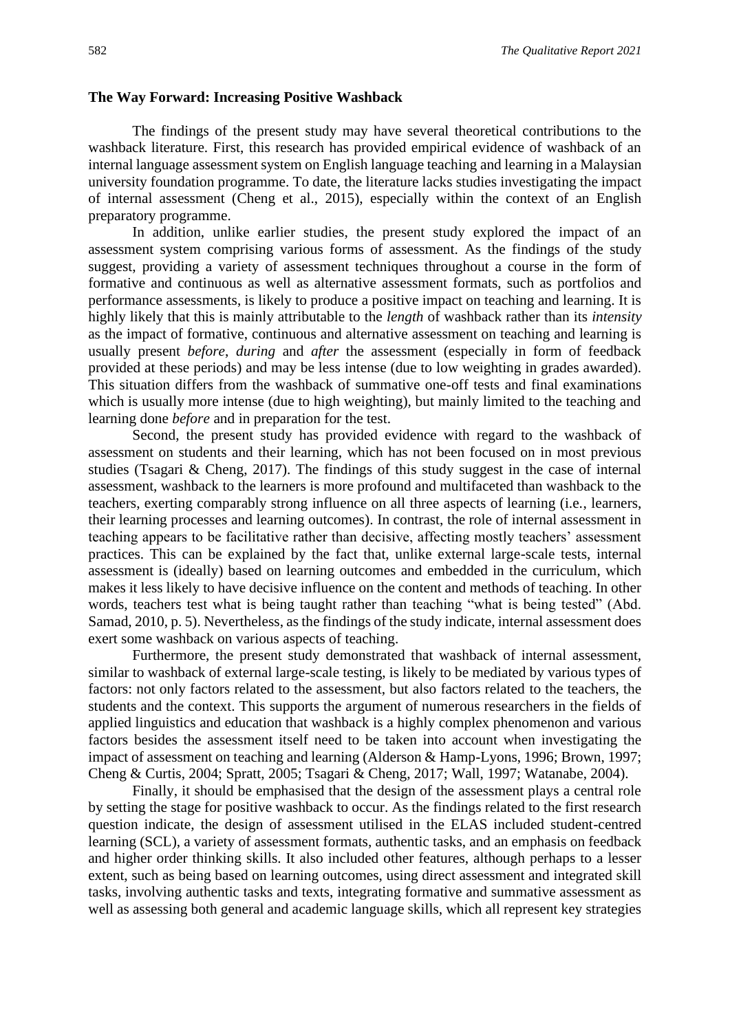**The Way Forward: Increasing Positive Washback**

The findings of the present study may have several theoretical contributions to the washback literature. First, this research has provided empirical evidence of washback of an internal language assessment system on English language teaching and learning in a Malaysian university foundation programme. To date, the literature lacks studies investigating the impact of internal assessment (Cheng et al., 2015), especially within the context of an English preparatory programme.

In addition, unlike earlier studies, the present study explored the impact of an assessment system comprising various forms of assessment. As the findings of the study suggest, providing a variety of assessment techniques throughout a course in the form of formative and continuous as well as alternative assessment formats, such as portfolios and performance assessments, is likely to produce a positive impact on teaching and learning. It is highly likely that this is mainly attributable to the *length* of washback rather than its *intensity* as the impact of formative, continuous and alternative assessment on teaching and learning is usually present *before*, *during* and *after* the assessment (especially in form of feedback provided at these periods) and may be less intense (due to low weighting in grades awarded). This situation differs from the washback of summative one-off tests and final examinations which is usually more intense (due to high weighting), but mainly limited to the teaching and learning done *before* and in preparation for the test.

Second, the present study has provided evidence with regard to the washback of assessment on students and their learning, which has not been focused on in most previous studies (Tsagari & Cheng, 2017). The findings of this study suggest in the case of internal assessment, washback to the learners is more profound and multifaceted than washback to the teachers, exerting comparably strong influence on all three aspects of learning (i.e., learners, their learning processes and learning outcomes). In contrast, the role of internal assessment in teaching appears to be facilitative rather than decisive, affecting mostly teachers' assessment practices. This can be explained by the fact that, unlike external large-scale tests, internal assessment is (ideally) based on learning outcomes and embedded in the curriculum, which makes it less likely to have decisive influence on the content and methods of teaching. In other words, teachers test what is being taught rather than teaching "what is being tested" (Abd. Samad, 2010, p. 5). Nevertheless, as the findings of the study indicate, internal assessment does exert some washback on various aspects of teaching.

Furthermore, the present study demonstrated that washback of internal assessment, similar to washback of external large-scale testing, is likely to be mediated by various types of factors: not only factors related to the assessment, but also factors related to the teachers, the students and the context. This supports the argument of numerous researchers in the fields of applied linguistics and education that washback is a highly complex phenomenon and various factors besides the assessment itself need to be taken into account when investigating the impact of assessment on teaching and learning (Alderson & Hamp-Lyons, 1996; Brown, 1997; Cheng & Curtis, 2004; Spratt, 2005; Tsagari & Cheng, 2017; Wall, 1997; Watanabe, 2004).

Finally, it should be emphasised that the design of the assessment plays a central role by setting the stage for positive washback to occur. As the findings related to the first research question indicate, the design of assessment utilised in the ELAS included student-centred learning (SCL), a variety of assessment formats, authentic tasks, and an emphasis on feedback and higher order thinking skills. It also included other features, although perhaps to a lesser extent, such as being based on learning outcomes, using direct assessment and integrated skill tasks, involving authentic tasks and texts, integrating formative and summative assessment as well as assessing both general and academic language skills, which all represent key strategies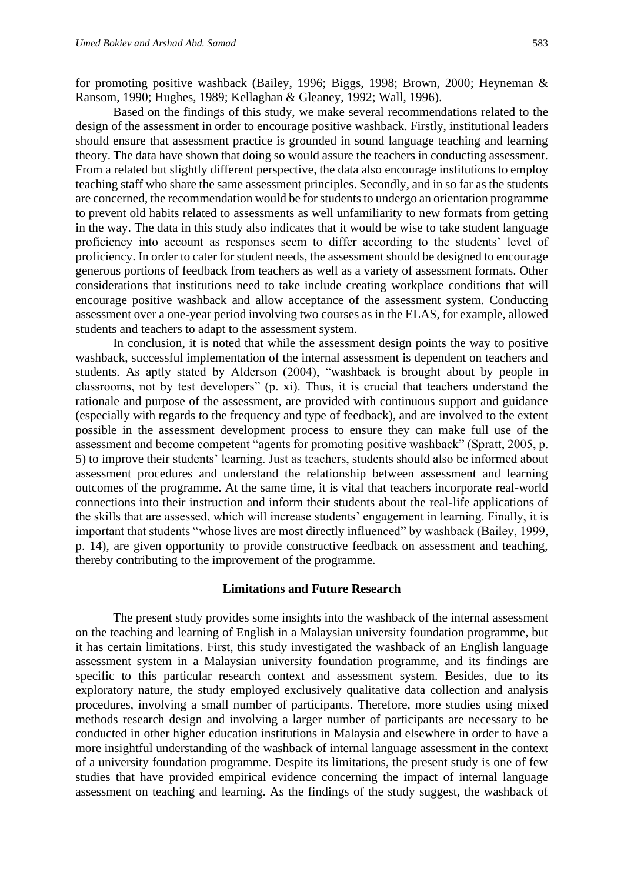for promoting positive washback (Bailey, 1996; Biggs, 1998; Brown, 2000; Heyneman & Ransom, 1990; Hughes, 1989; Kellaghan & Gleaney, 1992; Wall, 1996).

Based on the findings of this study, we make several recommendations related to the design of the assessment in order to encourage positive washback. Firstly, institutional leaders should ensure that assessment practice is grounded in sound language teaching and learning theory. The data have shown that doing so would assure the teachers in conducting assessment. From a related but slightly different perspective, the data also encourage institutions to employ teaching staff who share the same assessment principles. Secondly, and in so far as the students are concerned, the recommendation would be for students to undergo an orientation programme to prevent old habits related to assessments as well unfamiliarity to new formats from getting in the way. The data in this study also indicates that it would be wise to take student language proficiency into account as responses seem to differ according to the students' level of proficiency. In order to cater for student needs, the assessment should be designed to encourage generous portions of feedback from teachers as well as a variety of assessment formats. Other considerations that institutions need to take include creating workplace conditions that will encourage positive washback and allow acceptance of the assessment system. Conducting assessment over a one-year period involving two courses as in the ELAS, for example, allowed students and teachers to adapt to the assessment system.

In conclusion, it is noted that while the assessment design points the way to positive washback, successful implementation of the internal assessment is dependent on teachers and students. As aptly stated by Alderson (2004), "washback is brought about by people in classrooms, not by test developers" (p. xi). Thus, it is crucial that teachers understand the rationale and purpose of the assessment, are provided with continuous support and guidance (especially with regards to the frequency and type of feedback), and are involved to the extent possible in the assessment development process to ensure they can make full use of the assessment and become competent "agents for promoting positive washback" (Spratt, 2005, p. 5) to improve their students' learning. Just as teachers, students should also be informed about assessment procedures and understand the relationship between assessment and learning outcomes of the programme. At the same time, it is vital that teachers incorporate real-world connections into their instruction and inform their students about the real-life applications of the skills that are assessed, which will increase students' engagement in learning. Finally, it is important that students "whose lives are most directly influenced" by washback (Bailey, 1999, p. 14), are given opportunity to provide constructive feedback on assessment and teaching, thereby contributing to the improvement of the programme.

## Limitations and Future Research

The present study provides some insights into the washback of the internal assessment on the teaching and learning of English in a Malaysian university foundation programme, but it has certain limitations. First, this study investigated the washback of an English language assessment system in a Malaysian university foundation programme, and its findings are specific to this particular research context and assessment system. Besides, due to its exploratory nature, the study employed exclusively qualitative data collection and analysis procedures, involving a small number of participants. Therefore, more studies using mixed methods research design and involving a larger number of participants are necessary to be conducted in other higher education institutions in Malaysia and elsewhere in order to have a more insightful understanding of the washback of internal language assessment in the context of a university foundation programme. Despite its limitations, the present study is one of few studies that have provided empirical evidence concerning the impact of internal language assessment on teaching and learning. As the findings of the study suggest, the washback of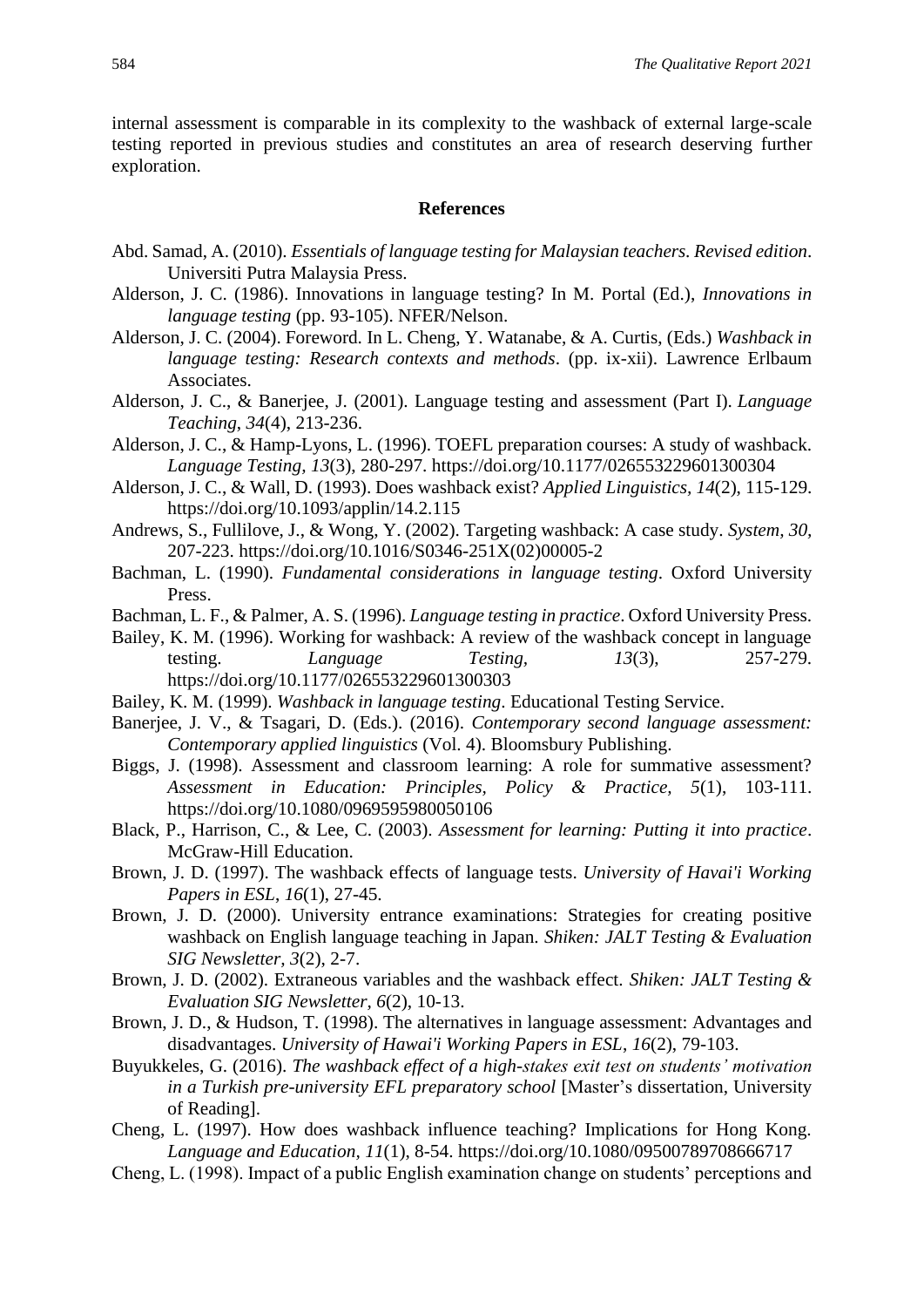internal assessment is comparable in its complexity to the washback of external large-scale testing reported in previous studies and constitutes an area of research deserving further exploration.

## References

Abd. Samad, A. (2010). *Essentials of language testing for Malaysian teachers. Revised edition*. Universiti Putra Malaysia Press.

Alderson, J. C. (1986). Innovations in language testing? In M. Portal (Ed.), *Innovations in language testing* (pp. 93-105). NFER/Nelson.

Alderson, J. C. (2004). Foreword. In L. Cheng, Y. Watanabe, & A. Curtis, (Eds.) *Washback in language testing: Research contexts and methods*. (pp. ix-xii). Lawrence Erlbaum Associates.

Alderson, J. C., & Banerjee, J. (2001). Language testing and assessment (Part I). *Language Teaching*, *34*(4), 213-236.

Alderson, J. C., & Hamp-Lyons, L. (1996). TOEFL preparation courses: A study of washback. *Language Testing*, *13*(3), 280-297. https://doi.org/10.1177/026553229601300304

Alderson, J. C., & Wall, D. (1993). Does washback exist? *Applied Linguistics, 14*(2), 115-129. https://doi.org/10.1093/applin/14.2.115

Andrews, S., Fullilove, J., & Wong, Y. (2002). Targeting washback: A case study. *System*, *30*, 207-223. https://doi.org/10.1016/S0346-251X(02)00005-2

Bachman, L. (1990). *Fundamental considerations in language testing*. Oxford University Press.

Bachman, L. F., & Palmer, A. S. (1996). *Language testing in practice*. Oxford University Press.

Bailey, K. M. (1996). Working for washback: A review of the washback concept in language testing. *Language Testing*, *13*(3), 257-279. https://doi.org/10.1177/026553229601300303

Bailey, K. M. (1999). *Washback in language testing*. Educational Testing Service.

Banerjee, J. V., & Tsagari, D. (Eds.). (2016). *Contemporary second language assessment: Contemporary applied linguistics* (Vol. 4). Bloomsbury Publishing.

Biggs, J. (1998). Assessment and classroom learning: A role for summative assessment? *Assessment in Education: Principles, Policy & Practice, 5*(1), 103-111. https://doi.org/10.1080/0969595980050106

Black, P., Harrison, C., & Lee, C. (2003). *Assessment for learning: Putting it into practice*. McGraw-Hill Education.

Brown, J. D. (1997). The washback effects of language tests. *University of Havai'i Working Papers in ESL*, *16*(1), 27-45.

Brown, J. D. (2000). University entrance examinations: Strategies for creating positive washback on English language teaching in Japan. *Shiken: JALT Testing & Evaluation SIG Newsletter*, *3*(2), 2-7.

Brown, J. D. (2002). Extraneous variables and the washback effect. *Shiken: JALT Testing & Evaluation SIG Newsletter, 6*(2), 10-13.

Brown, J. D., & Hudson, T. (1998). The alternatives in language assessment: Advantages and disadvantages. *University of Hawai'i Working Papers in ESL*, *16*(2), 79-103.

Buyukkeles, G. (2016). *The washback effect of a high-stakes exit test on students' motivation in a Turkish pre-university EFL preparatory school* [Master's dissertation, University of Reading].

Cheng, L. (1997). How does washback influence teaching? Implications for Hong Kong. *Language and Education*, *11*(1), 8-54. https://doi.org/10.1080/09500789708666717

Cheng, L. (1998). Impact of a public English examination change on students' perceptions and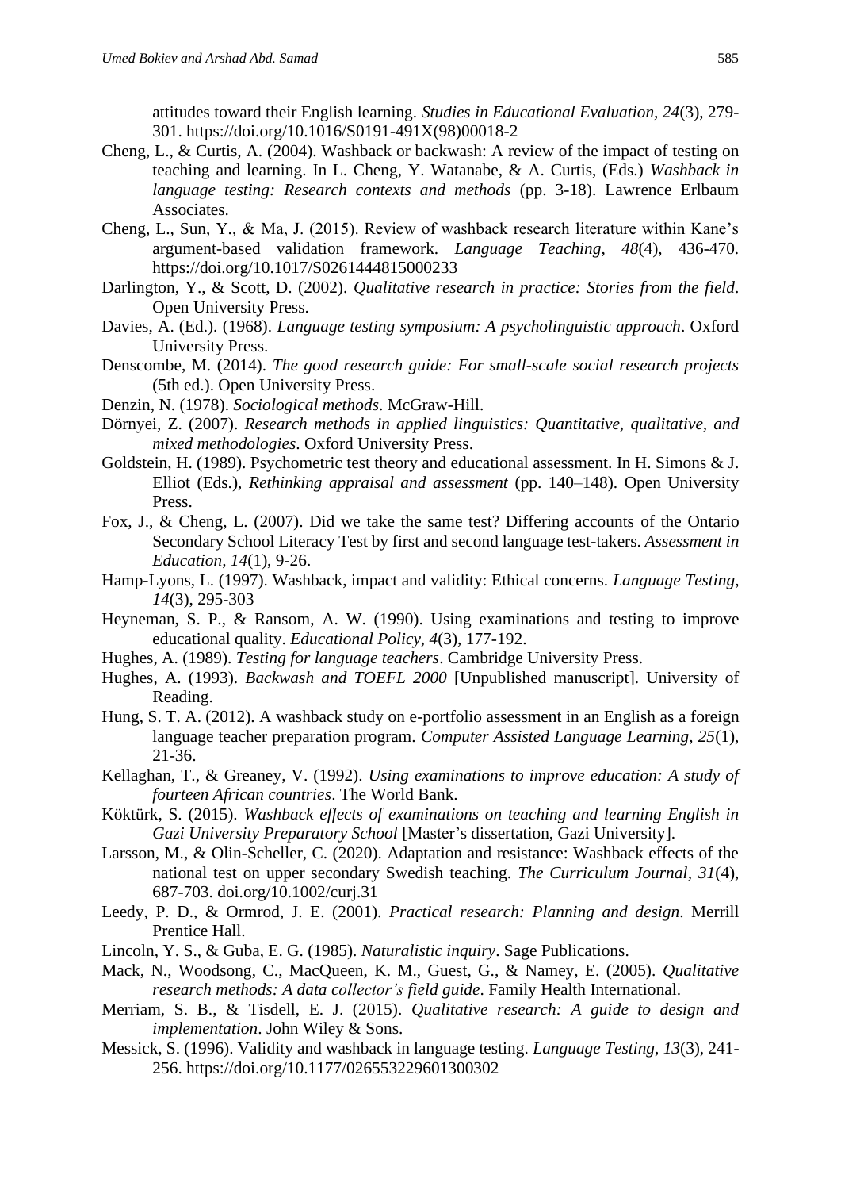attitudes toward their English learning. *Studies in Educational Evaluation, 24*(3), 279-301. https://doi.org/10.1016/S0191-491X(98)00018-2

Cheng, L., & Curtis, A. (2004). Washback or backwash: A review of the impact of testing on teaching and learning. In L. Cheng, Y. Watanabe, & A. Curtis, (Eds.) *Washback in language testing: Research contexts and methods* (pp. 3-18). Lawrence Erlbaum Associates.

Cheng, L., Sun, Y., & Ma, J. (2015). Review of washback research literature within Kane's argument-based validation framework. *Language Teaching*, *48*(4), 436-470. https://doi.org/10.1017/S0261444815000233

Darlington, Y., & Scott, D. (2002). *Qualitative research in practice: Stories from the field*. Open University Press.

Davies, A. (Ed.). (1968). *Language testing symposium: A psycholinguistic approach*. Oxford University Press.

Denscombe, M. (2014). *The good research guide: For small-scale social research projects* (5th ed.). Open University Press.

Denzin, N. (1978). *Sociological methods*. McGraw-Hill.

Dörnyei, Z. (2007). *Research methods in applied linguistics: Quantitative, qualitative, and mixed methodologies*. Oxford University Press.

Goldstein, H. (1989). Psychometric test theory and educational assessment. In H. Simons & J. Elliot (Eds.), *Rethinking appraisal and assessment* (pp. 140–148). Open University Press.

Fox, J., & Cheng, L. (2007). Did we take the same test? Differing accounts of the Ontario Secondary School Literacy Test by first and second language test-takers. *Assessment in Education*, *14*(1), 9-26.

Hamp-Lyons, L. (1997). Washback, impact and validity: Ethical concerns. *Language Testing, 14*(3), 295-303

Heyneman, S. P., & Ransom, A. W. (1990). Using examinations and testing to improve educational quality. *Educational Policy*, *4*(3), 177-192.

Hughes, A. (1989). *Testing for language teachers*. Cambridge University Press.

Hughes, A. (1993). *Backwash and TOEFL 2000* [Unpublished manuscript]. University of Reading.

Hung, S. T. A. (2012). A washback study on e-portfolio assessment in an English as a foreign language teacher preparation program. *Computer Assisted Language Learning, 25*(1), 21-36.

Kellaghan, T., & Greaney, V. (1992). *Using examinations to improve education: A study of fourteen African countries*. The World Bank.

Köktürk, S. (2015). *Washback effects of examinations on teaching and learning English in Gazi University Preparatory School* [Master's dissertation, Gazi University].

Larsson, M., & Olin-Scheller, C. (2020). Adaptation and resistance: Washback effects of the national test on upper secondary Swedish teaching. *The Curriculum Journal, 31*(4), 687-703. doi.org/10.1002/curj.31

Leedy, P. D., & Ormrod, J. E. (2001). *Practical research: Planning and design*. Merrill Prentice Hall.

Lincoln, Y. S., & Guba, E. G. (1985). *Naturalistic inquiry*. Sage Publications.

Mack, N., Woodsong, C., MacQueen, K. M., Guest, G., & Namey, E. (2005). *Qualitative research methods: A data collector's field guide*. Family Health International.

Merriam, S. B., & Tisdell, E. J. (2015). *Qualitative research: A guide to design and implementation*. John Wiley & Sons.

Messick, S. (1996). Validity and washback in language testing. *Language Testing*, *13*(3), 241-256. https://doi.org/10.1177/026553229601300302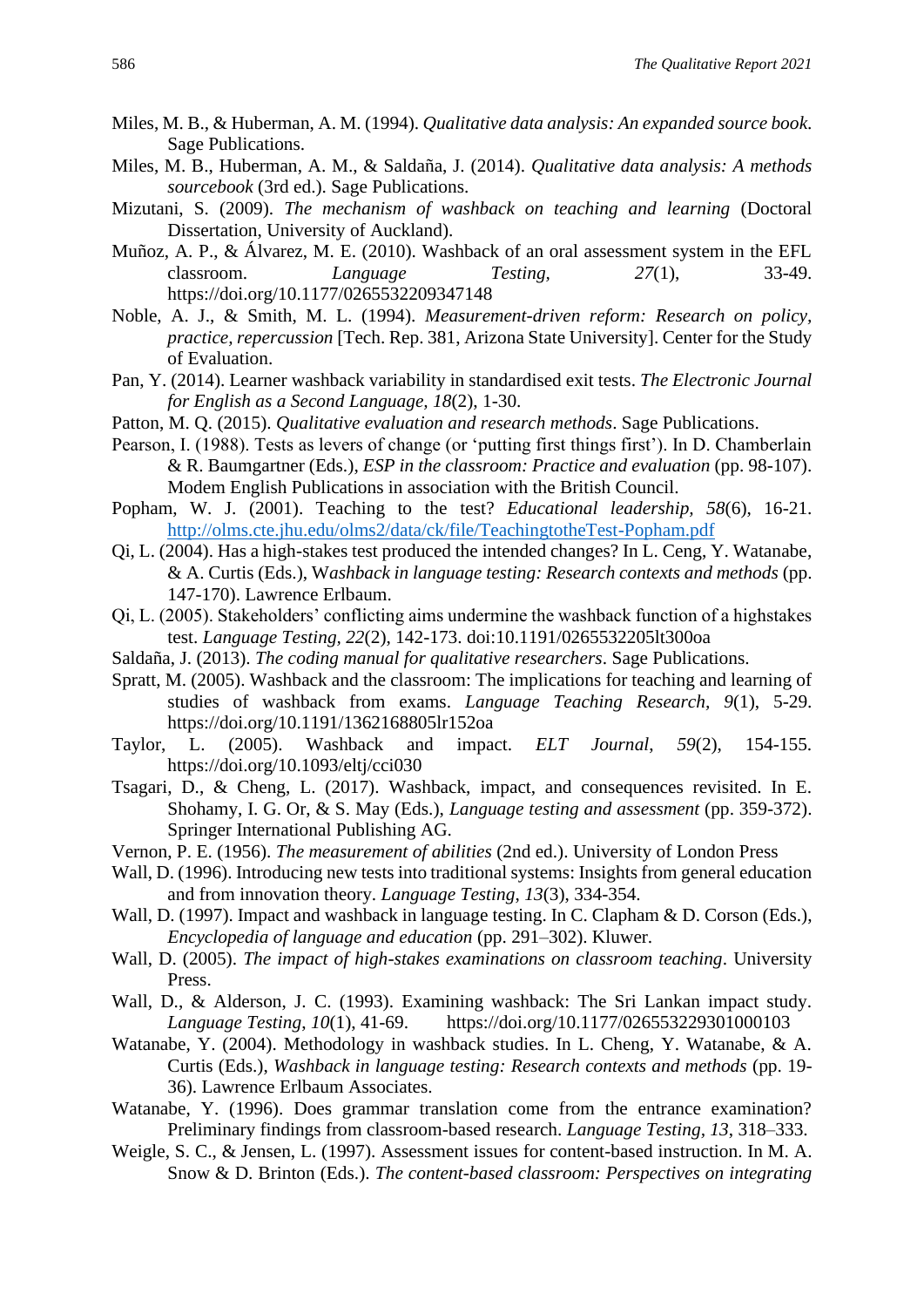Miles, M. B., & Huberman, A. M. (1994). *Qualitative data analysis: An expanded source book*. Sage Publications.

Miles, M. B., Huberman, A. M., & Saldaña, J. (2014). *Qualitative data analysis: A methods sourcebook* (3rd ed.). Sage Publications.

Mizutani, S. (2009). *The mechanism of washback on teaching and learning* (Doctoral Dissertation, University of Auckland).

Muñoz, A. P., & Álvarez, M. E. (2010). Washback of an oral assessment system in the EFL classroom. *Language Testing, 27*(1), 33-49. https://doi.org/10.1177/0265532209347148

Noble, A. J., & Smith, M. L. (1994). *Measurement-driven reform: Research on policy, practice, repercussion* [Tech. Rep. 381, Arizona State University]. Center for the Study of Evaluation.

Pan, Y. (2014). Learner washback variability in standardised exit tests. *The Electronic Journal for English as a Second Language, 18*(2), 1-30.

Patton, M. Q. (2015). *Qualitative evaluation and research methods*. Sage Publications.

Pearson, I. (1988). Tests as levers of change (or 'putting first things first'). In D. Chamberlain & R. Baumgartner (Eds.), *ESP in the classroom: Practice and evaluation* (pp. 98-107). Modem English Publications in association with the British Council.

Popham, W. J. (2001). Teaching to the test? *Educational leadership, 58*(6), 16-21. http://olms.cte.jhu.edu/olms2/data/ck/file/TeachingtotheTest-Popham.pdf

Qi, L. (2004). Has a high-stakes test produced the intended changes? In L. Ceng, Y. Watanabe, & A. Curtis (Eds.), W*ashback in language testing: Research contexts and methods* (pp. 147-170). Lawrence Erlbaum.

Qi, L. (2005). Stakeholders' conflicting aims undermine the washback function of a highstakes test. *Language Testing, 22*(2), 142-173. doi:10.1191/0265532205lt300oa

Saldaña, J. (2013). *The coding manual for qualitative researchers*. Sage Publications.

Spratt, M. (2005). Washback and the classroom: The implications for teaching and learning of studies of washback from exams. *Language Teaching Research, 9*(1), 5-29. https://doi.org/10.1191/1362168805lr152oa

Taylor, L. (2005). Washback and impact. *ELT Journal, 59*(2), 154-155. https://doi.org/10.1093/eltj/cci030

Tsagari, D., & Cheng, L. (2017). Washback, impact, and consequences revisited. In E. Shohamy, I. G. Or, & S. May (Eds.), *Language testing and assessment* (pp. 359-372). Springer International Publishing AG.

Vernon, P. E. (1956). *The measurement of abilities* (2nd ed.). University of London Press

Wall, D. (1996). Introducing new tests into traditional systems: Insights from general education and from innovation theory. *Language Testing, 13*(3), 334-354.

Wall, D. (1997). Impact and washback in language testing. In C. Clapham & D. Corson (Eds.), *Encyclopedia of language and education* (pp. 291–302). Kluwer.

Wall, D. (2005). *The impact of high-stakes examinations on classroom teaching*. University Press.

Wall, D., & Alderson, J. C. (1993). Examining washback: The Sri Lankan impact study. *Language Testing, 10*(1), 41-69. https://doi.org/10.1177/026553229301000103

Watanabe, Y. (2004). Methodology in washback studies. In L. Cheng, Y. Watanabe, & A. Curtis (Eds.), *Washback in language testing: Research contexts and methods* (pp. 19-36). Lawrence Erlbaum Associates.

Watanabe, Y. (1996). Does grammar translation come from the entrance examination? Preliminary findings from classroom-based research. *Language Testing, 13*, 318–333.

Weigle, S. C., & Jensen, L. (1997). Assessment issues for content-based instruction. In M. A. Snow & D. Brinton (Eds.). *The content-based classroom: Perspectives on integrating*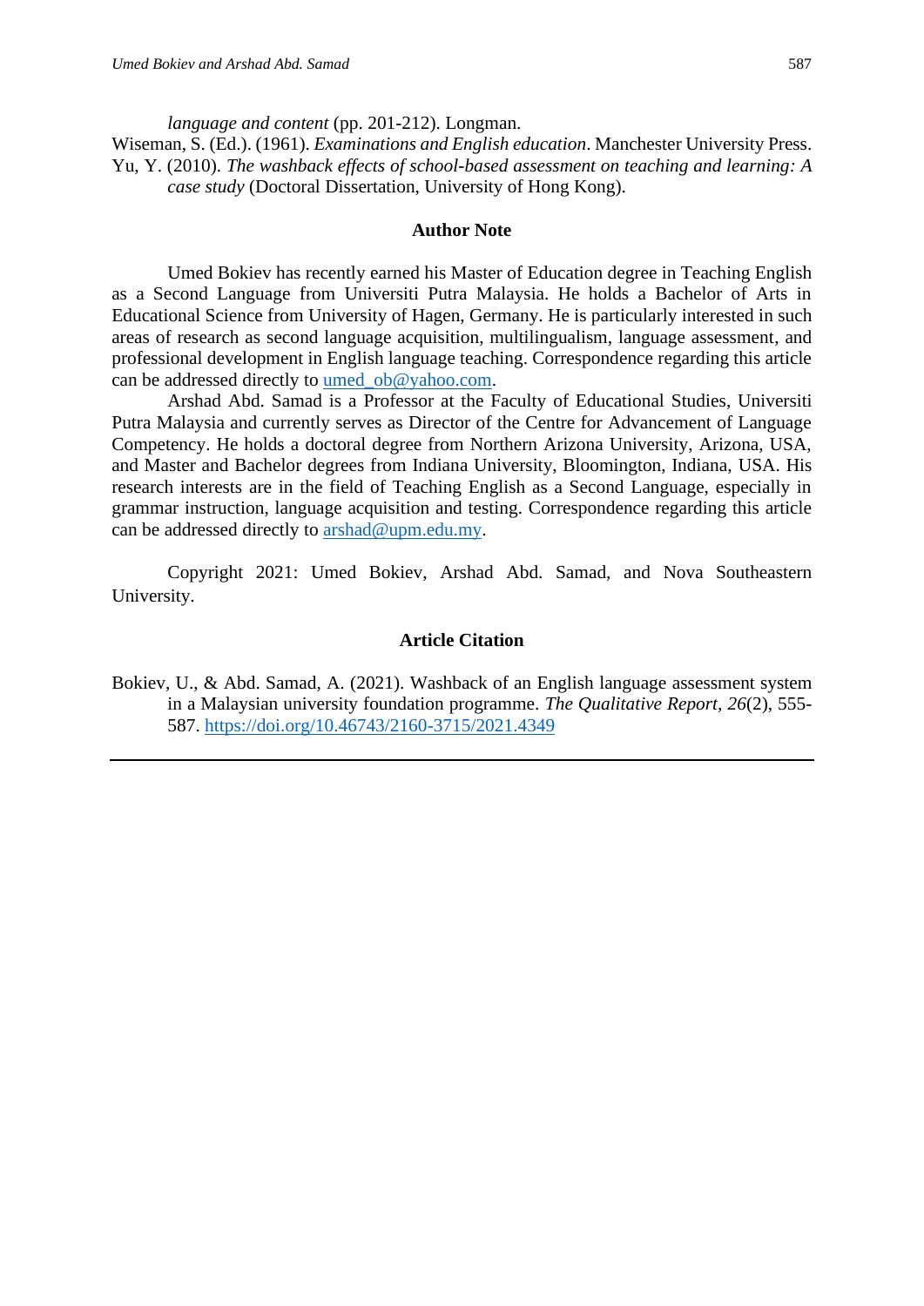*language and content* (pp. 201-212). Longman.

Wiseman, S. (Ed.). (1961). *Examinations and English education*. Manchester University Press.

Yu, Y. (2010). *The washback effects of school-based assessment on teaching and learning: A case study* (Doctoral Dissertation, University of Hong Kong).

## Author Note

Umed Bokiev has recently earned his Master of Education degree in Teaching English as a Second Language from Universiti Putra Malaysia. He holds a Bachelor of Arts in Educational Science from University of Hagen, Germany. He is particularly interested in such areas of research as second language acquisition, multilingualism, language assessment, and professional development in English language teaching. Correspondence regarding this article can be addressed directly to umed_ob@yahoo.com.

Arshad Abd. Samad is a Professor at the Faculty of Educational Studies, Universiti Putra Malaysia and currently serves as Director of the Centre for Advancement of Language Competency. He holds a doctoral degree from Northern Arizona University, Arizona, USA, and Master and Bachelor degrees from Indiana University, Bloomington, Indiana, USA. His research interests are in the field of Teaching English as a Second Language, especially in grammar instruction, language acquisition and testing. Correspondence regarding this article can be addressed directly to arshad@upm.edu.my.

Copyright 2021: Umed Bokiev, Arshad Abd. Samad, and Nova Southeastern University.

## Article Citation

Bokiev, U., & Abd. Samad, A. (2021). Washback of an English language assessment system in a Malaysian university foundation programme. *The Qualitative Report*, *26*(2), 555-587. https://doi.org/10.46743/2160-3715/2021.4349